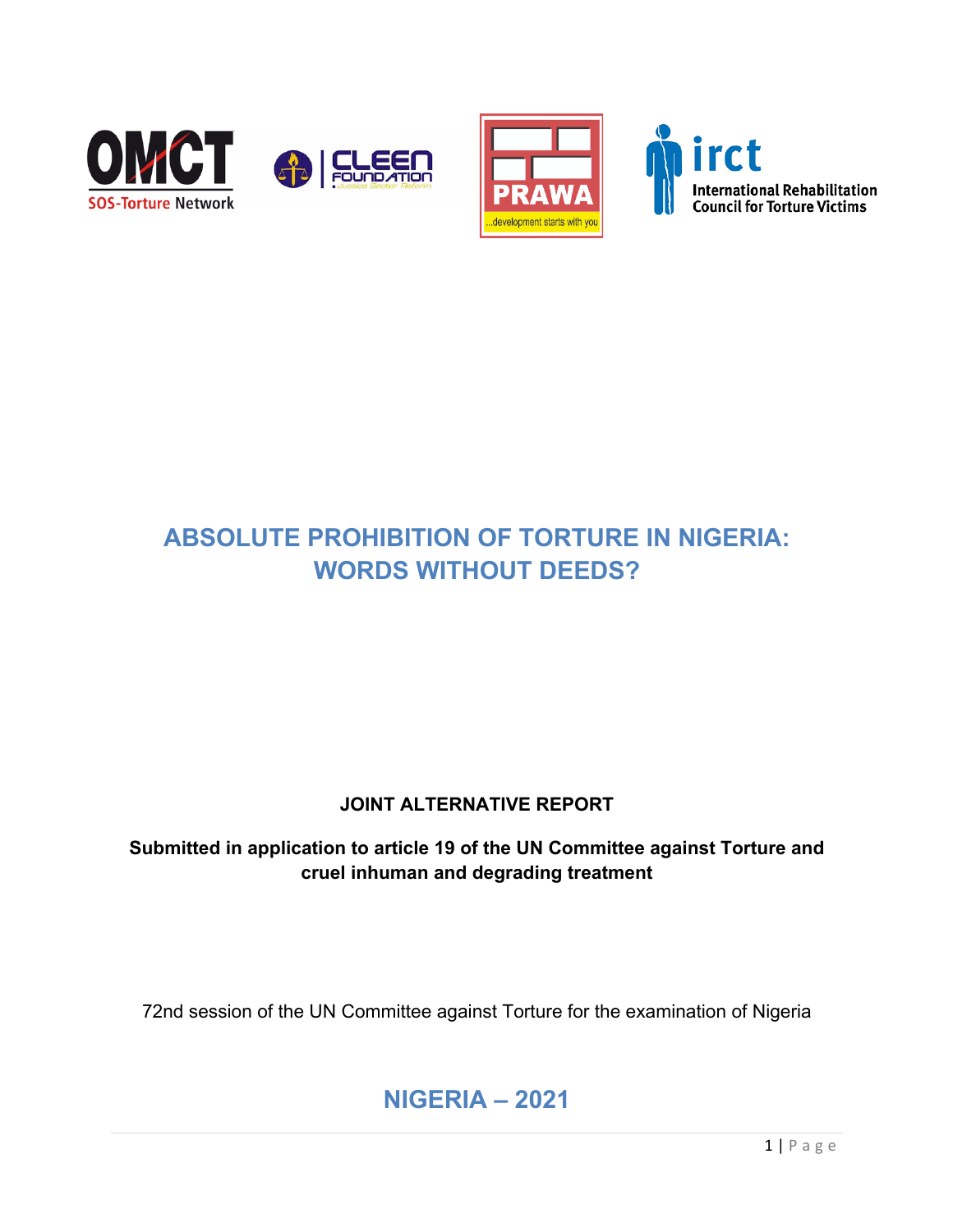# ABSOLUTE PROHIBITION OF TORTURE IN NIGERIA: WORDS WITHOUT DEEDS?

**JOINT ALTERNATIVE REPORT**

**Submitted in application to article 19 of the UN Committee against Torture and cruel inhuman and degrading treatment**

72nd session of the UN Committee against Torture for the examination of Nigeria

## NIGERIA – 2021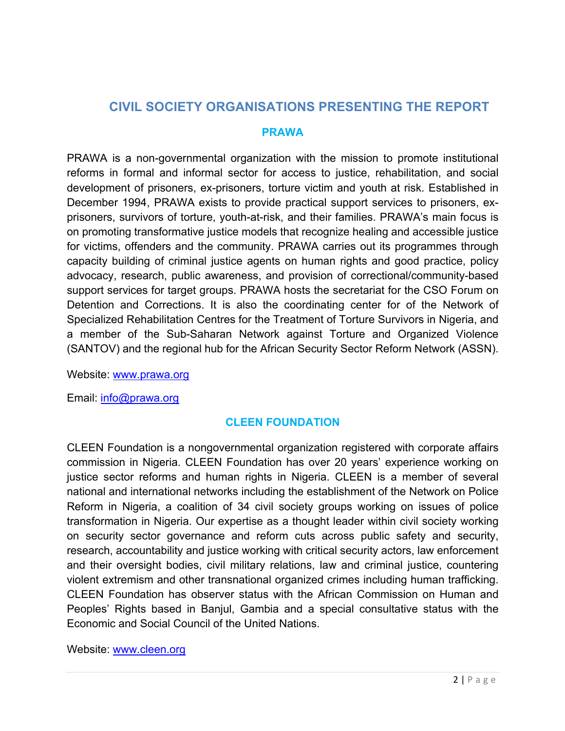# CIVIL SOCIETY ORGANISATIONS PRESENTING THE REPORT

## PRAWA

PRAWA is a non-governmental organization with the mission to promote institutional reforms in formal and informal sector for access to justice, rehabilitation, and social development of prisoners, ex-prisoners, torture victim and youth at risk. Established in December 1994, PRAWA exists to provide practical support services to prisoners, ex-prisoners, survivors of torture, youth-at-risk, and their families. PRAWA's main focus is on promoting transformative justice models that recognize healing and accessible justice for victims, offenders and the community. PRAWA carries out its programmes through capacity building of criminal justice agents on human rights and good practice, policy advocacy, research, public awareness, and provision of correctional/community-based support services for target groups. PRAWA hosts the secretariat for the CSO Forum on Detention and Corrections. It is also the coordinating center for of the Network of Specialized Rehabilitation Centres for the Treatment of Torture Survivors in Nigeria, and a member of the Sub-Saharan Network against Torture and Organized Violence (SANTOV) and the regional hub for the African Security Sector Reform Network (ASSN).

Website: www.prawa.org

Email: info@prawa.org

## CLEEN FOUNDATION

CLEEN Foundation is a nongovernmental organization registered with corporate affairs commission in Nigeria. CLEEN Foundation has over 20 years' experience working on justice sector reforms and human rights in Nigeria. CLEEN is a member of several national and international networks including the establishment of the Network on Police Reform in Nigeria, a coalition of 34 civil society groups working on issues of police transformation in Nigeria. Our expertise as a thought leader within civil society working on security sector governance and reform cuts across public safety and security, research, accountability and justice working with critical security actors, law enforcement and their oversight bodies, civil military relations, law and criminal justice, countering violent extremism and other transnational organized crimes including human trafficking. CLEEN Foundation has observer status with the African Commission on Human and Peoples' Rights based in Banjul, Gambia and a special consultative status with the Economic and Social Council of the United Nations.

Website: www.cleen.org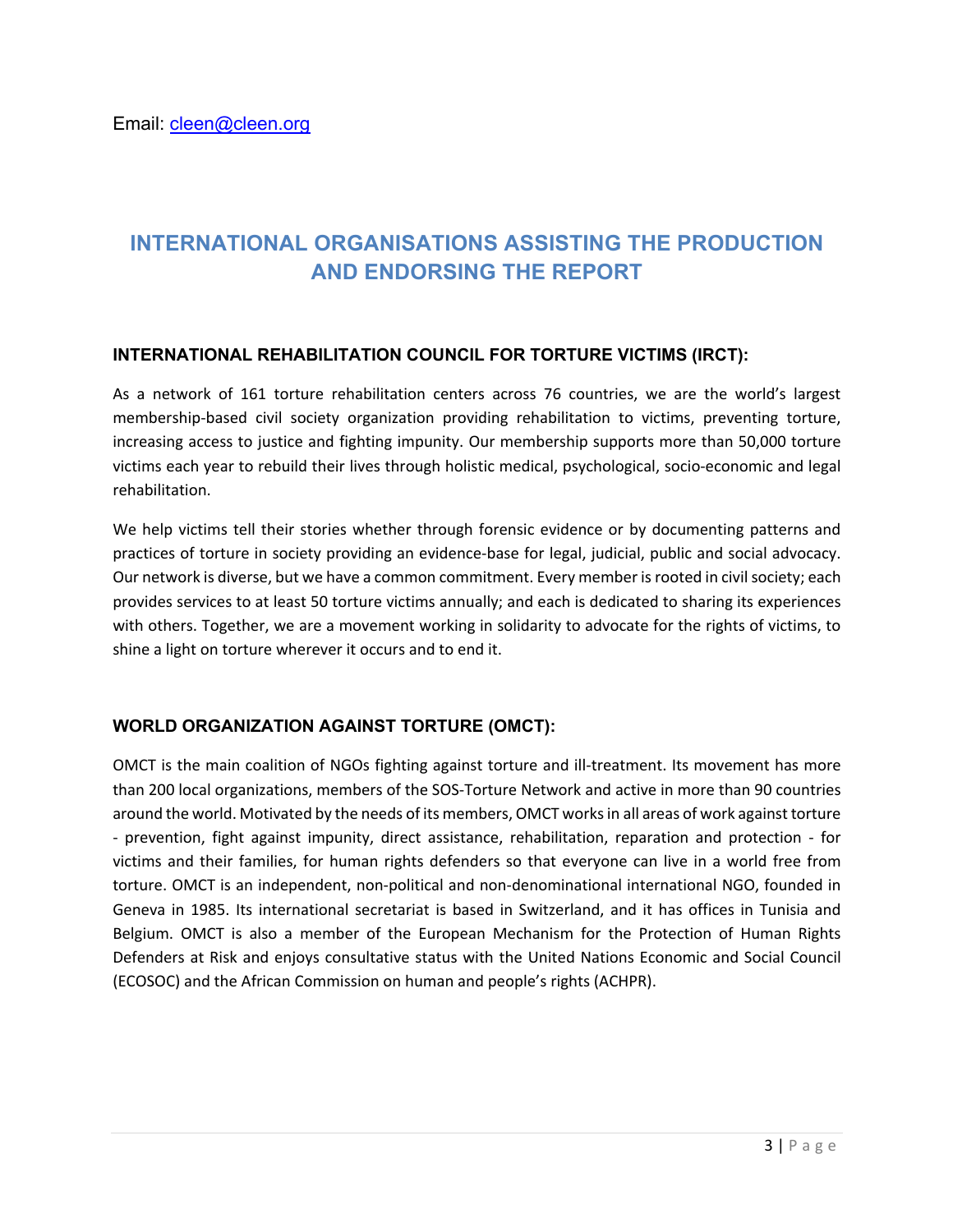Email: cleen@cleen.org

## INTERNATIONAL ORGANISATIONS ASSISTING THE PRODUCTION AND ENDORSING THE REPORT

### INTERNATIONAL REHABILITATION COUNCIL FOR TORTURE VICTIMS (IRCT):

As a network of 161 torture rehabilitation centers across 76 countries, we are the world's largest membership-based civil society organization providing rehabilitation to victims, preventing torture, increasing access to justice and fighting impunity. Our membership supports more than 50,000 torture victims each year to rebuild their lives through holistic medical, psychological, socio-economic and legal rehabilitation.

We help victims tell their stories whether through forensic evidence or by documenting patterns and practices of torture in society providing an evidence-base for legal, judicial, public and social advocacy. Our network is diverse, but we have a common commitment. Every member is rooted in civil society; each provides services to at least 50 torture victims annually; and each is dedicated to sharing its experiences with others. Together, we are a movement working in solidarity to advocate for the rights of victims, to shine a light on torture wherever it occurs and to end it.

### WORLD ORGANIZATION AGAINST TORTURE (OMCT):

OMCT is the main coalition of NGOs fighting against torture and ill-treatment. Its movement has more than 200 local organizations, members of the SOS-Torture Network and active in more than 90 countries around the world. Motivated by the needs of its members, OMCT works in all areas of work against torture - prevention, fight against impunity, direct assistance, rehabilitation, reparation and protection - for victims and their families, for human rights defenders so that everyone can live in a world free from torture. OMCT is an independent, non-political and non-denominational international NGO, founded in Geneva in 1985. Its international secretariat is based in Switzerland, and it has offices in Tunisia and Belgium. OMCT is also a member of the European Mechanism for the Protection of Human Rights Defenders at Risk and enjoys consultative status with the United Nations Economic and Social Council (ECOSOC) and the African Commission on human and people's rights (ACHPR).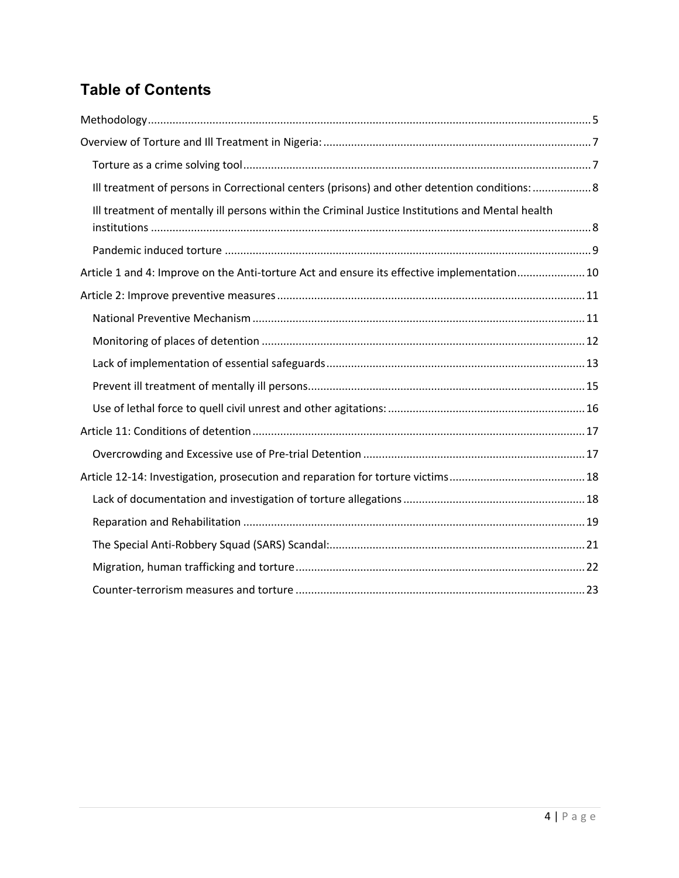## Table of Contents

- Methodology ..... 5
- Overview of Torture and Ill Treatment in Nigeria: ..... 7
  - Torture as a crime solving tool ..... 7
  - Ill treatment of persons in Correctional centers (prisons) and other detention conditions: ..... 8
  - Ill treatment of mentally ill persons within the Criminal Justice Institutions and Mental health institutions ..... 8
  - Pandemic induced torture ..... 9
- Article 1 and 4: Improve on the Anti-torture Act and ensure its effective implementation ..... 10
- Article 2: Improve preventive measures ..... 11
  - National Preventive Mechanism ..... 11
  - Monitoring of places of detention ..... 12
  - Lack of implementation of essential safeguards ..... 13
  - Prevent ill treatment of mentally ill persons ..... 15
  - Use of lethal force to quell civil unrest and other agitations: ..... 16
- Article 11: Conditions of detention ..... 17
  - Overcrowding and Excessive use of Pre-trial Detention ..... 17
- Article 12-14: Investigation, prosecution and reparation for torture victims ..... 18
  - Lack of documentation and investigation of torture allegations ..... 18
  - Reparation and Rehabilitation ..... 19
  - The Special Anti-Robbery Squad (SARS) Scandal: ..... 21
  - Migration, human trafficking and torture ..... 22
  - Counter-terrorism measures and torture ..... 23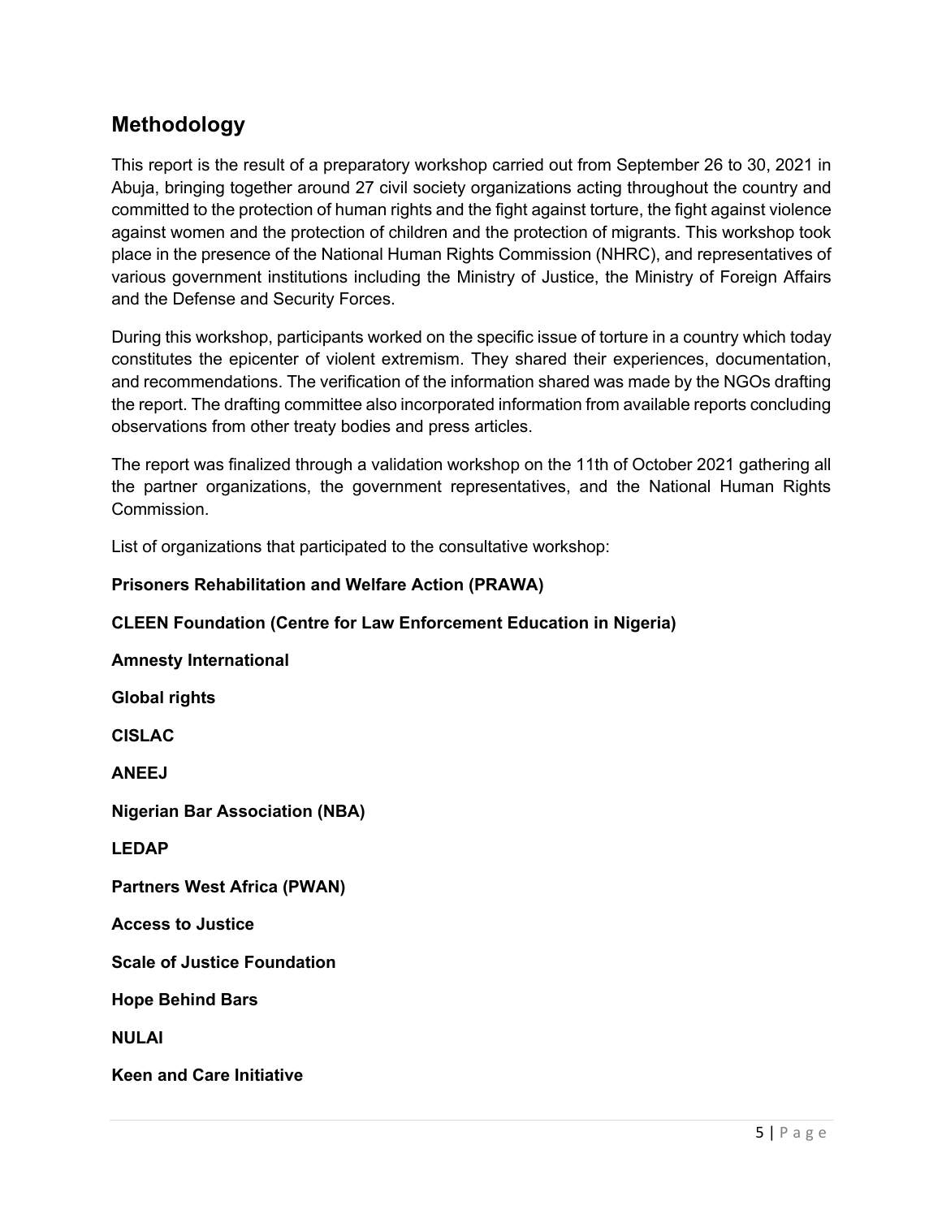## Methodology

This report is the result of a preparatory workshop carried out from September 26 to 30, 2021 in Abuja, bringing together around 27 civil society organizations acting throughout the country and committed to the protection of human rights and the fight against torture, the fight against violence against women and the protection of children and the protection of migrants. This workshop took place in the presence of the National Human Rights Commission (NHRC), and representatives of various government institutions including the Ministry of Justice, the Ministry of Foreign Affairs and the Defense and Security Forces.

During this workshop, participants worked on the specific issue of torture in a country which today constitutes the epicenter of violent extremism. They shared their experiences, documentation, and recommendations. The verification of the information shared was made by the NGOs drafting the report. The drafting committee also incorporated information from available reports concluding observations from other treaty bodies and press articles.

The report was finalized through a validation workshop on the 11th of October 2021 gathering all the partner organizations, the government representatives, and the National Human Rights Commission.

List of organizations that participated to the consultative workshop:

**Prisoners Rehabilitation and Welfare Action (PRAWA)**

**CLEEN Foundation (Centre for Law Enforcement Education in Nigeria)**

**Amnesty International**

**Global rights**

**CISLAC**

**ANEEJ**

**Nigerian Bar Association (NBA)**

**LEDAP**

**Partners West Africa (PWAN)**

**Access to Justice**

**Scale of Justice Foundation**

**Hope Behind Bars**

**NULAI**

**Keen and Care Initiative**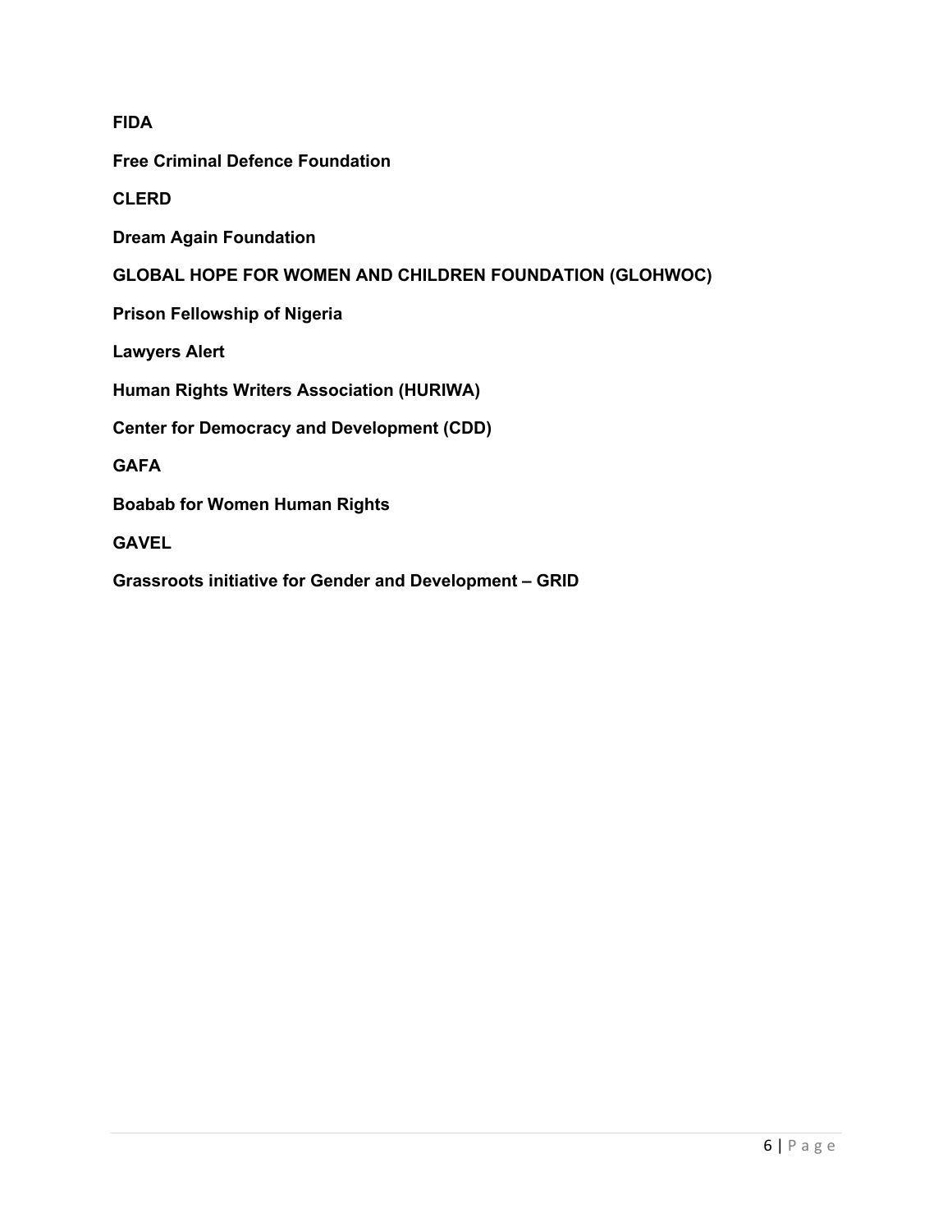**FIDA**

**Free Criminal Defence Foundation**

**CLERD**

**Dream Again Foundation**

**GLOBAL HOPE FOR WOMEN AND CHILDREN FOUNDATION (GLOHWOC)**

**Prison Fellowship of Nigeria**

**Lawyers Alert**

**Human Rights Writers Association (HURIWA)**

**Center for Democracy and Development (CDD)**

**GAFA**

**Boabab for Women Human Rights**

**GAVEL**

**Grassroots initiative for Gender and Development – GRID**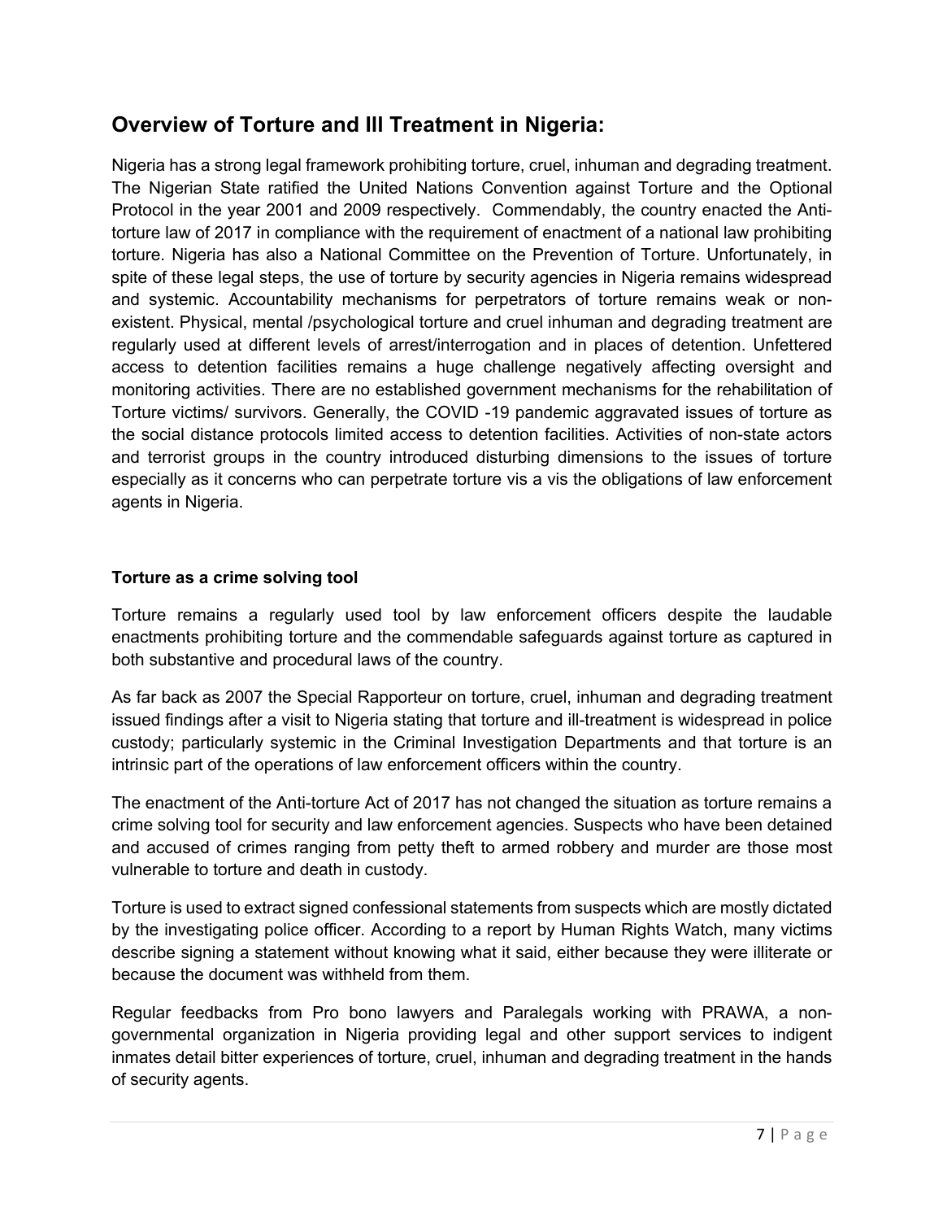## Overview of Torture and Ill Treatment in Nigeria:

Nigeria has a strong legal framework prohibiting torture, cruel, inhuman and degrading treatment. The Nigerian State ratified the United Nations Convention against Torture and the Optional Protocol in the year 2001 and 2009 respectively. Commendably, the country enacted the Anti-torture law of 2017 in compliance with the requirement of enactment of a national law prohibiting torture. Nigeria has also a National Committee on the Prevention of Torture. Unfortunately, in spite of these legal steps, the use of torture by security agencies in Nigeria remains widespread and systemic. Accountability mechanisms for perpetrators of torture remains weak or non-existent. Physical, mental /psychological torture and cruel inhuman and degrading treatment are regularly used at different levels of arrest/interrogation and in places of detention. Unfettered access to detention facilities remains a huge challenge negatively affecting oversight and monitoring activities. There are no established government mechanisms for the rehabilitation of Torture victims/ survivors. Generally, the COVID -19 pandemic aggravated issues of torture as the social distance protocols limited access to detention facilities. Activities of non-state actors and terrorist groups in the country introduced disturbing dimensions to the issues of torture especially as it concerns who can perpetrate torture vis a vis the obligations of law enforcement agents in Nigeria.

**Torture as a crime solving tool**

Torture remains a regularly used tool by law enforcement officers despite the laudable enactments prohibiting torture and the commendable safeguards against torture as captured in both substantive and procedural laws of the country.

As far back as 2007 the Special Rapporteur on torture, cruel, inhuman and degrading treatment issued findings after a visit to Nigeria stating that torture and ill-treatment is widespread in police custody; particularly systemic in the Criminal Investigation Departments and that torture is an intrinsic part of the operations of law enforcement officers within the country.

The enactment of the Anti-torture Act of 2017 has not changed the situation as torture remains a crime solving tool for security and law enforcement agencies. Suspects who have been detained and accused of crimes ranging from petty theft to armed robbery and murder are those most vulnerable to torture and death in custody.

Torture is used to extract signed confessional statements from suspects which are mostly dictated by the investigating police officer. According to a report by Human Rights Watch, many victims describe signing a statement without knowing what it said, either because they were illiterate or because the document was withheld from them.

Regular feedbacks from Pro bono lawyers and Paralegals working with PRAWA, a non-governmental organization in Nigeria providing legal and other support services to indigent inmates detail bitter experiences of torture, cruel, inhuman and degrading treatment in the hands of security agents.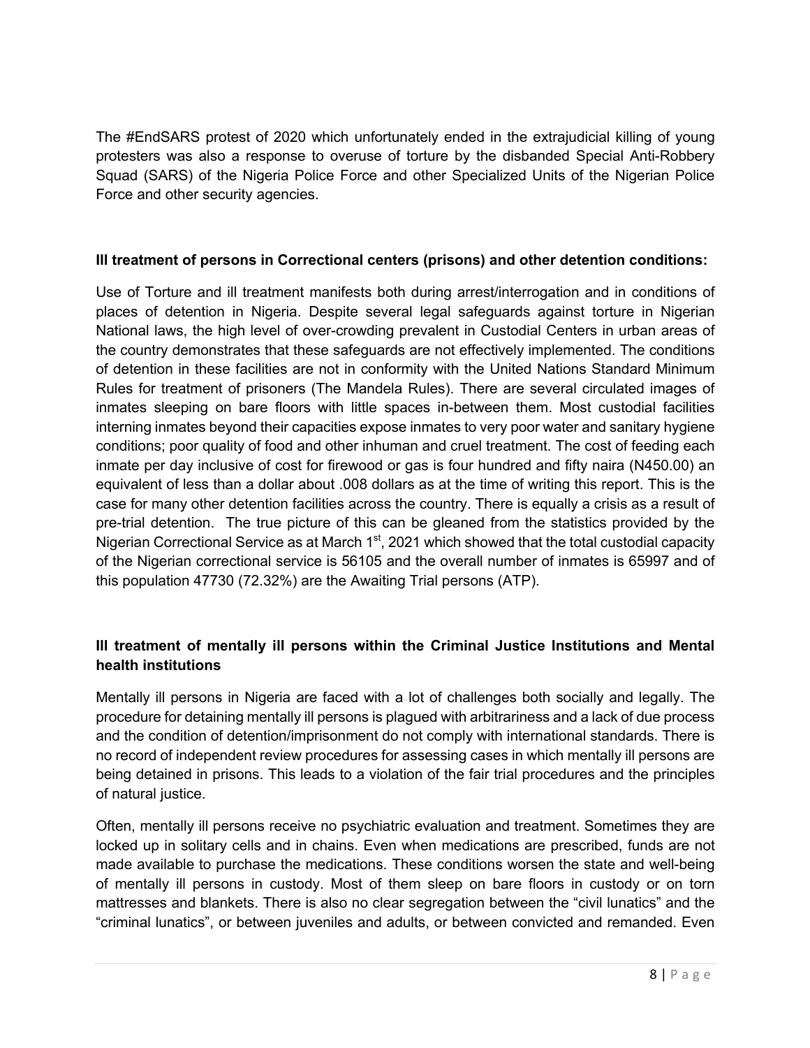The #EndSARS protest of 2020 which unfortunately ended in the extrajudicial killing of young protesters was also a response to overuse of torture by the disbanded Special Anti-Robbery Squad (SARS) of the Nigeria Police Force and other Specialized Units of the Nigerian Police Force and other security agencies.

**Ill treatment of persons in Correctional centers (prisons) and other detention conditions:**

Use of Torture and ill treatment manifests both during arrest/interrogation and in conditions of places of detention in Nigeria. Despite several legal safeguards against torture in Nigerian National laws, the high level of over-crowding prevalent in Custodial Centers in urban areas of the country demonstrates that these safeguards are not effectively implemented. The conditions of detention in these facilities are not in conformity with the United Nations Standard Minimum Rules for treatment of prisoners (The Mandela Rules). There are several circulated images of inmates sleeping on bare floors with little spaces in-between them. Most custodial facilities interning inmates beyond their capacities expose inmates to very poor water and sanitary hygiene conditions; poor quality of food and other inhuman and cruel treatment. The cost of feeding each inmate per day inclusive of cost for firewood or gas is four hundred and fifty naira (N450.00) an equivalent of less than a dollar about .008 dollars as at the time of writing this report. This is the case for many other detention facilities across the country. There is equally a crisis as a result of pre-trial detention. The true picture of this can be gleaned from the statistics provided by the Nigerian Correctional Service as at March 1st, 2021 which showed that the total custodial capacity of the Nigerian correctional service is 56105 and the overall number of inmates is 65997 and of this population 47730 (72.32%) are the Awaiting Trial persons (ATP).

**Ill treatment of mentally ill persons within the Criminal Justice Institutions and Mental health institutions**

Mentally ill persons in Nigeria are faced with a lot of challenges both socially and legally. The procedure for detaining mentally ill persons is plagued with arbitrariness and a lack of due process and the condition of detention/imprisonment do not comply with international standards. There is no record of independent review procedures for assessing cases in which mentally ill persons are being detained in prisons. This leads to a violation of the fair trial procedures and the principles of natural justice.

Often, mentally ill persons receive no psychiatric evaluation and treatment. Sometimes they are locked up in solitary cells and in chains. Even when medications are prescribed, funds are not made available to purchase the medications. These conditions worsen the state and well-being of mentally ill persons in custody. Most of them sleep on bare floors in custody or on torn mattresses and blankets. There is also no clear segregation between the "civil lunatics" and the "criminal lunatics", or between juveniles and adults, or between convicted and remanded. Even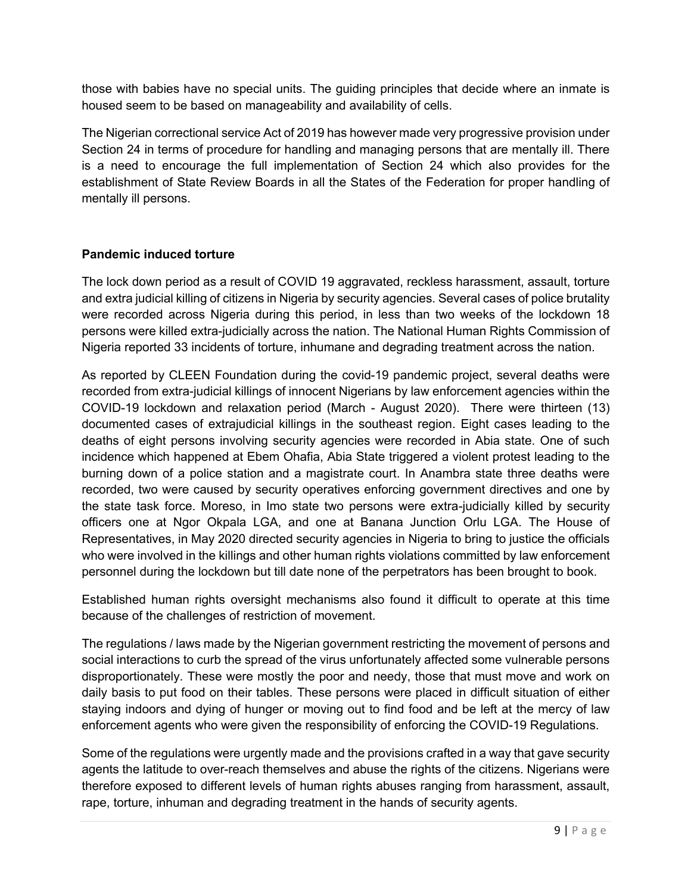those with babies have no special units. The guiding principles that decide where an inmate is housed seem to be based on manageability and availability of cells.

The Nigerian correctional service Act of 2019 has however made very progressive provision under Section 24 in terms of procedure for handling and managing persons that are mentally ill. There is a need to encourage the full implementation of Section 24 which also provides for the establishment of State Review Boards in all the States of the Federation for proper handling of mentally ill persons.

**Pandemic induced torture**

The lock down period as a result of COVID 19 aggravated, reckless harassment, assault, torture and extra judicial killing of citizens in Nigeria by security agencies. Several cases of police brutality were recorded across Nigeria during this period, in less than two weeks of the lockdown 18 persons were killed extra-judicially across the nation. The National Human Rights Commission of Nigeria reported 33 incidents of torture, inhumane and degrading treatment across the nation.

As reported by CLEEN Foundation during the covid-19 pandemic project, several deaths were recorded from extra-judicial killings of innocent Nigerians by law enforcement agencies within the COVID-19 lockdown and relaxation period (March - August 2020). There were thirteen (13) documented cases of extrajudicial killings in the southeast region. Eight cases leading to the deaths of eight persons involving security agencies were recorded in Abia state. One of such incidence which happened at Ebem Ohafia, Abia State triggered a violent protest leading to the burning down of a police station and a magistrate court. In Anambra state three deaths were recorded, two were caused by security operatives enforcing government directives and one by the state task force. Moreso, in Imo state two persons were extra-judicially killed by security officers one at Ngor Okpala LGA, and one at Banana Junction Orlu LGA. The House of Representatives, in May 2020 directed security agencies in Nigeria to bring to justice the officials who were involved in the killings and other human rights violations committed by law enforcement personnel during the lockdown but till date none of the perpetrators has been brought to book.

Established human rights oversight mechanisms also found it difficult to operate at this time because of the challenges of restriction of movement.

The regulations / laws made by the Nigerian government restricting the movement of persons and social interactions to curb the spread of the virus unfortunately affected some vulnerable persons disproportionately. These were mostly the poor and needy, those that must move and work on daily basis to put food on their tables. These persons were placed in difficult situation of either staying indoors and dying of hunger or moving out to find food and be left at the mercy of law enforcement agents who were given the responsibility of enforcing the COVID-19 Regulations.

Some of the regulations were urgently made and the provisions crafted in a way that gave security agents the latitude to over-reach themselves and abuse the rights of the citizens. Nigerians were therefore exposed to different levels of human rights abuses ranging from harassment, assault, rape, torture, inhuman and degrading treatment in the hands of security agents.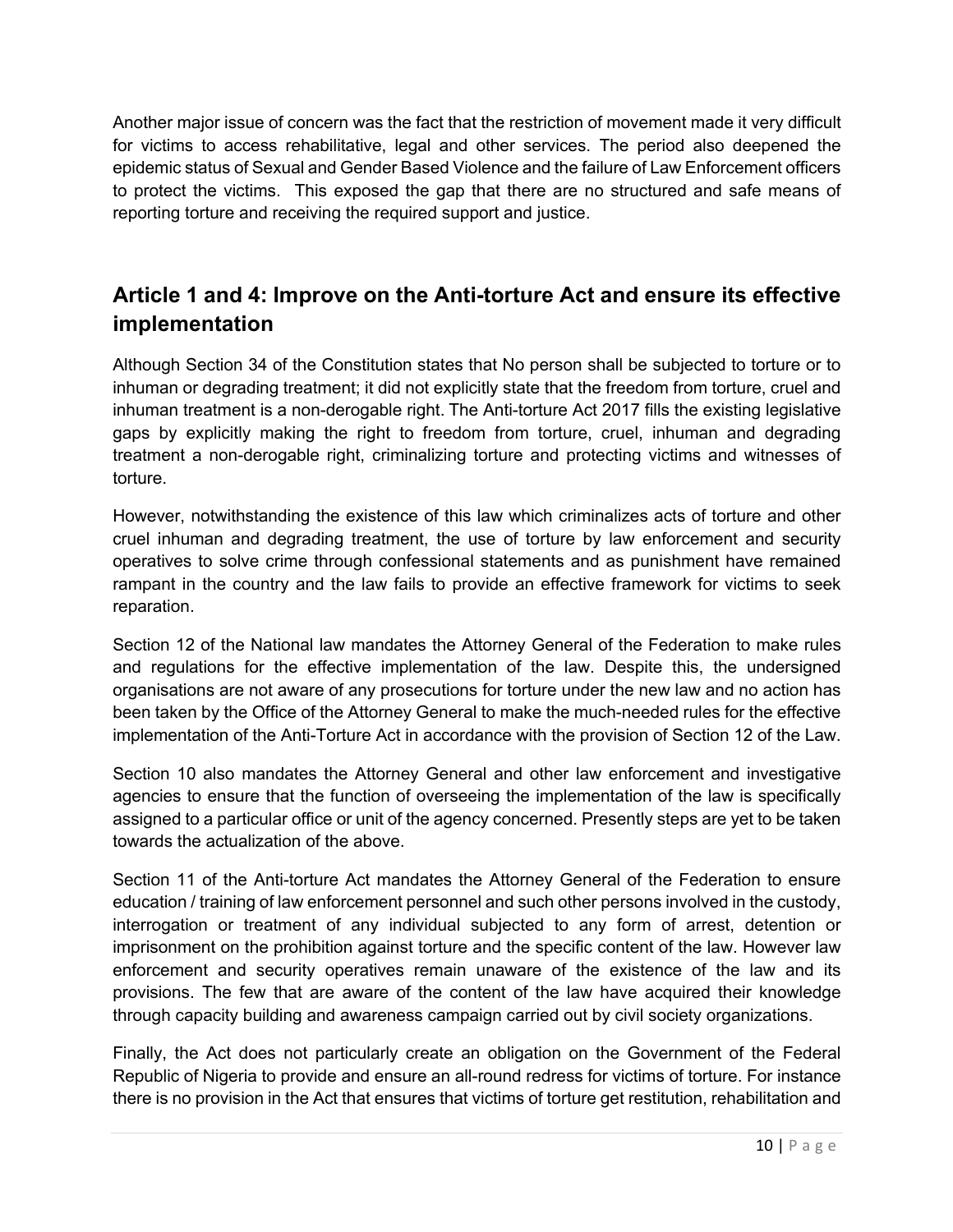Another major issue of concern was the fact that the restriction of movement made it very difficult for victims to access rehabilitative, legal and other services. The period also deepened the epidemic status of Sexual and Gender Based Violence and the failure of Law Enforcement officers to protect the victims. This exposed the gap that there are no structured and safe means of reporting torture and receiving the required support and justice.

## Article 1 and 4: Improve on the Anti-torture Act and ensure its effective implementation

Although Section 34 of the Constitution states that No person shall be subjected to torture or to inhuman or degrading treatment; it did not explicitly state that the freedom from torture, cruel and inhuman treatment is a non-derogable right. The Anti-torture Act 2017 fills the existing legislative gaps by explicitly making the right to freedom from torture, cruel, inhuman and degrading treatment a non-derogable right, criminalizing torture and protecting victims and witnesses of torture.

However, notwithstanding the existence of this law which criminalizes acts of torture and other cruel inhuman and degrading treatment, the use of torture by law enforcement and security operatives to solve crime through confessional statements and as punishment have remained rampant in the country and the law fails to provide an effective framework for victims to seek reparation.

Section 12 of the National law mandates the Attorney General of the Federation to make rules and regulations for the effective implementation of the law. Despite this, the undersigned organisations are not aware of any prosecutions for torture under the new law and no action has been taken by the Office of the Attorney General to make the much-needed rules for the effective implementation of the Anti-Torture Act in accordance with the provision of Section 12 of the Law.

Section 10 also mandates the Attorney General and other law enforcement and investigative agencies to ensure that the function of overseeing the implementation of the law is specifically assigned to a particular office or unit of the agency concerned. Presently steps are yet to be taken towards the actualization of the above.

Section 11 of the Anti-torture Act mandates the Attorney General of the Federation to ensure education / training of law enforcement personnel and such other persons involved in the custody, interrogation or treatment of any individual subjected to any form of arrest, detention or imprisonment on the prohibition against torture and the specific content of the law. However law enforcement and security operatives remain unaware of the existence of the law and its provisions. The few that are aware of the content of the law have acquired their knowledge through capacity building and awareness campaign carried out by civil society organizations.

Finally, the Act does not particularly create an obligation on the Government of the Federal Republic of Nigeria to provide and ensure an all-round redress for victims of torture. For instance there is no provision in the Act that ensures that victims of torture get restitution, rehabilitation and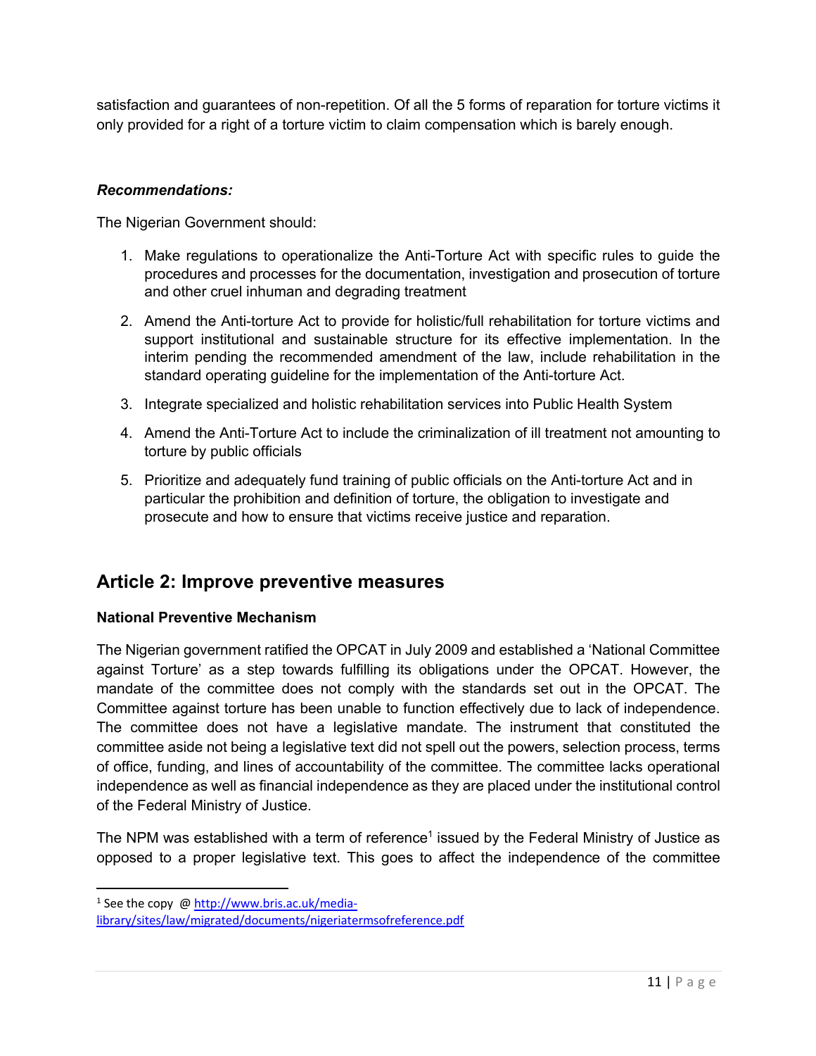satisfaction and guarantees of non-repetition. Of all the 5 forms of reparation for torture victims it only provided for a right of a torture victim to claim compensation which is barely enough.

***Recommendations:***

The Nigerian Government should:

1. Make regulations to operationalize the Anti-Torture Act with specific rules to guide the procedures and processes for the documentation, investigation and prosecution of torture and other cruel inhuman and degrading treatment
2. Amend the Anti-torture Act to provide for holistic/full rehabilitation for torture victims and support institutional and sustainable structure for its effective implementation. In the interim pending the recommended amendment of the law, include rehabilitation in the standard operating guideline for the implementation of the Anti-torture Act.
3. Integrate specialized and holistic rehabilitation services into Public Health System
4. Amend the Anti-Torture Act to include the criminalization of ill treatment not amounting to torture by public officials
5. Prioritize and adequately fund training of public officials on the Anti-torture Act and in particular the prohibition and definition of torture, the obligation to investigate and prosecute and how to ensure that victims receive justice and reparation.

## Article 2: Improve preventive measures

### National Preventive Mechanism

The Nigerian government ratified the OPCAT in July 2009 and established a 'National Committee against Torture' as a step towards fulfilling its obligations under the OPCAT. However, the mandate of the committee does not comply with the standards set out in the OPCAT. The Committee against torture has been unable to function effectively due to lack of independence. The committee does not have a legislative mandate. The instrument that constituted the committee aside not being a legislative text did not spell out the powers, selection process, terms of office, funding, and lines of accountability of the committee. The committee lacks operational independence as well as financial independence as they are placed under the institutional control of the Federal Ministry of Justice.

The NPM was established with a term of reference[1] issued by the Federal Ministry of Justice as opposed to a proper legislative text. This goes to affect the independence of the committee

[1] See the copy @ http://www.bris.ac.uk/media-library/sites/law/migrated/documents/nigeriatermsofreference.pdf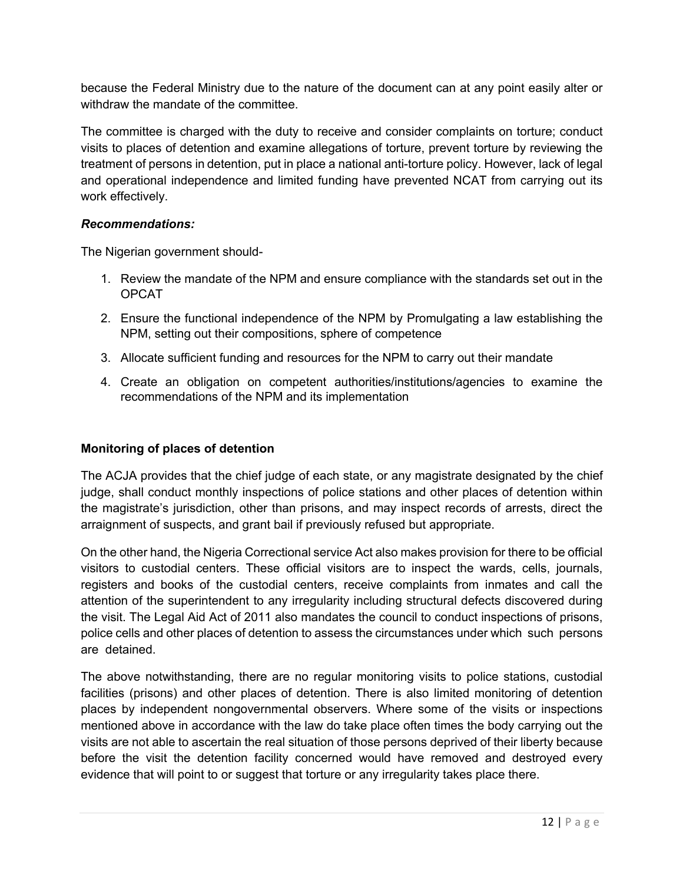because the Federal Ministry due to the nature of the document can at any point easily alter or withdraw the mandate of the committee.

The committee is charged with the duty to receive and consider complaints on torture; conduct visits to places of detention and examine allegations of torture, prevent torture by reviewing the treatment of persons in detention, put in place a national anti-torture policy. However, lack of legal and operational independence and limited funding have prevented NCAT from carrying out its work effectively.

***Recommendations:***

The Nigerian government should-

1. Review the mandate of the NPM and ensure compliance with the standards set out in the OPCAT
2. Ensure the functional independence of the NPM by Promulgating a law establishing the NPM, setting out their compositions, sphere of competence
3. Allocate sufficient funding and resources for the NPM to carry out their mandate
4. Create an obligation on competent authorities/institutions/agencies to examine the recommendations of the NPM and its implementation

**Monitoring of places of detention**

The ACJA provides that the chief judge of each state, or any magistrate designated by the chief judge, shall conduct monthly inspections of police stations and other places of detention within the magistrate's jurisdiction, other than prisons, and may inspect records of arrests, direct the arraignment of suspects, and grant bail if previously refused but appropriate.

On the other hand, the Nigeria Correctional service Act also makes provision for there to be official visitors to custodial centers. These official visitors are to inspect the wards, cells, journals, registers and books of the custodial centers, receive complaints from inmates and call the attention of the superintendent to any irregularity including structural defects discovered during the visit. The Legal Aid Act of 2011 also mandates the council to conduct inspections of prisons, police cells and other places of detention to assess the circumstances under which such persons are detained.

The above notwithstanding, there are no regular monitoring visits to police stations, custodial facilities (prisons) and other places of detention. There is also limited monitoring of detention places by independent nongovernmental observers. Where some of the visits or inspections mentioned above in accordance with the law do take place often times the body carrying out the visits are not able to ascertain the real situation of those persons deprived of their liberty because before the visit the detention facility concerned would have removed and destroyed every evidence that will point to or suggest that torture or any irregularity takes place there.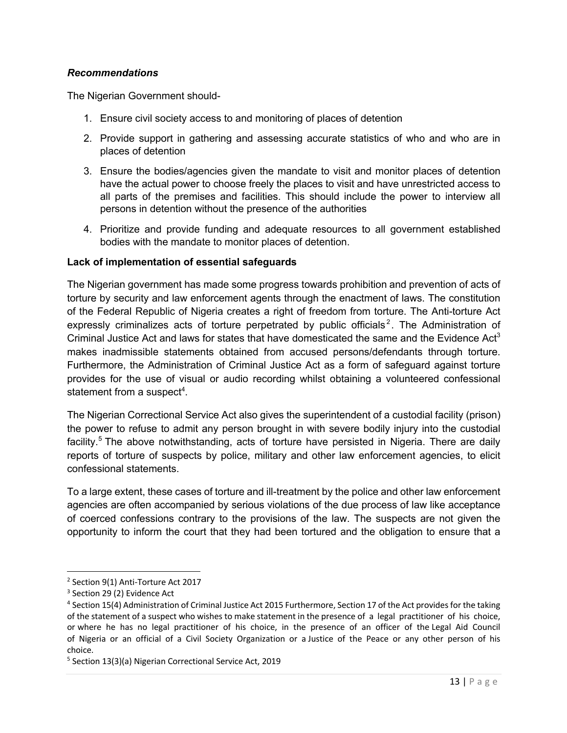***Recommendations***

The Nigerian Government should-

1. Ensure civil society access to and monitoring of places of detention
2. Provide support in gathering and assessing accurate statistics of who and who are in places of detention
3. Ensure the bodies/agencies given the mandate to visit and monitor places of detention have the actual power to choose freely the places to visit and have unrestricted access to all parts of the premises and facilities. This should include the power to interview all persons in detention without the presence of the authorities
4. Prioritize and provide funding and adequate resources to all government established bodies with the mandate to monitor places of detention.

**Lack of implementation of essential safeguards**

The Nigerian government has made some progress towards prohibition and prevention of acts of torture by security and law enforcement agents through the enactment of laws. The constitution of the Federal Republic of Nigeria creates a right of freedom from torture. The Anti-torture Act expressly criminalizes acts of torture perpetrated by public officials[2]. The Administration of Criminal Justice Act and laws for states that have domesticated the same and the Evidence Act[3] makes inadmissible statements obtained from accused persons/defendants through torture. Furthermore, the Administration of Criminal Justice Act as a form of safeguard against torture provides for the use of visual or audio recording whilst obtaining a volunteered confessional statement from a suspect[4].

The Nigerian Correctional Service Act also gives the superintendent of a custodial facility (prison) the power to refuse to admit any person brought in with severe bodily injury into the custodial facility.[5] The above notwithstanding, acts of torture have persisted in Nigeria. There are daily reports of torture of suspects by police, military and other law enforcement agencies, to elicit confessional statements.

To a large extent, these cases of torture and ill-treatment by the police and other law enforcement agencies are often accompanied by serious violations of the due process of law like acceptance of coerced confessions contrary to the provisions of the law. The suspects are not given the opportunity to inform the court that they had been tortured and the obligation to ensure that a

---

[2] Section 9(1) Anti-Torture Act 2017

[3] Section 29 (2) Evidence Act

[4] Section 15(4) Administration of Criminal Justice Act 2015 Furthermore, Section 17 of the Act provides for the taking of the statement of a suspect who wishes to make statement in the presence of a legal practitioner of his choice, or where he has no legal practitioner of his choice, in the presence of an officer of the Legal Aid Council of Nigeria or an official of a Civil Society Organization or a Justice of the Peace or any other person of his choice.

[5] Section 13(3)(a) Nigerian Correctional Service Act, 2019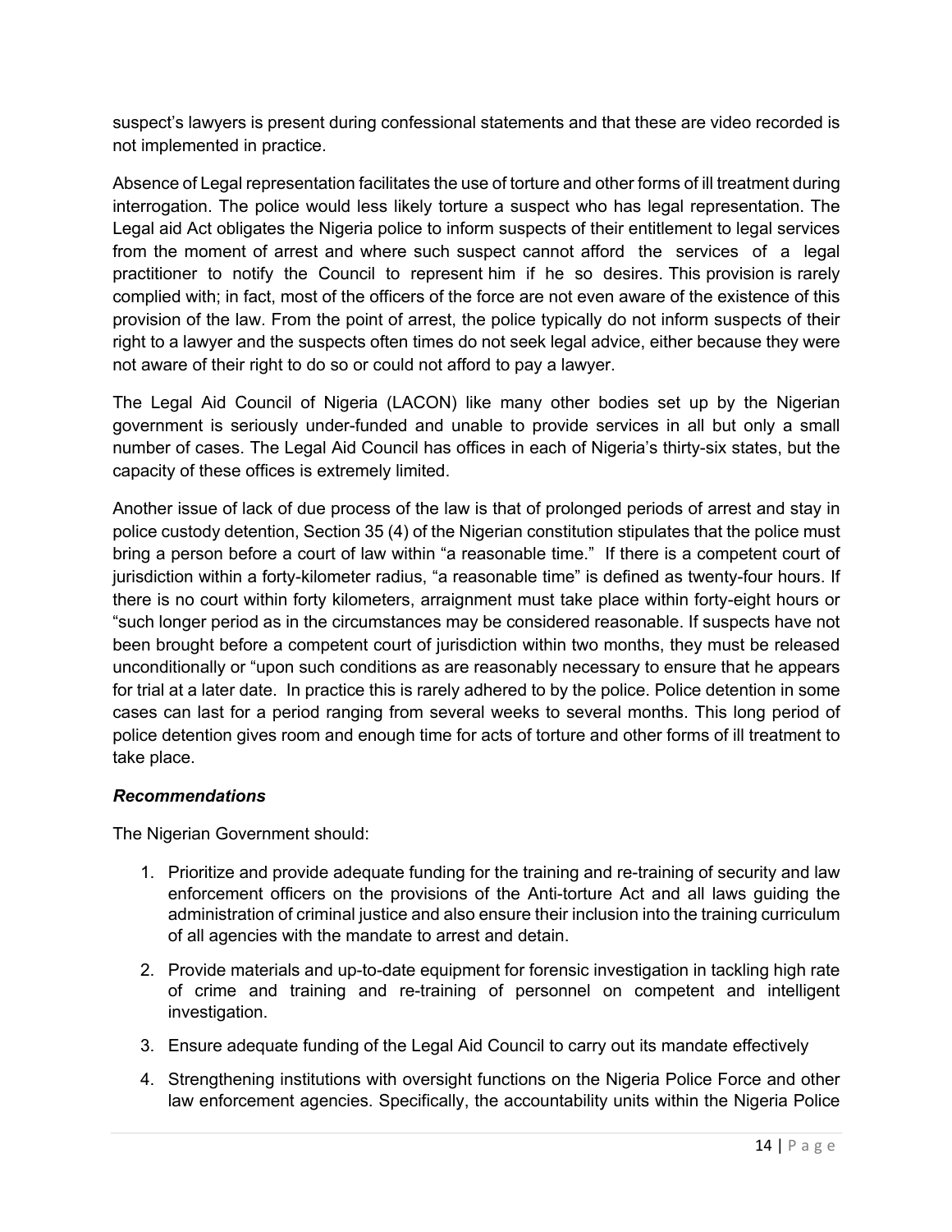suspect's lawyers is present during confessional statements and that these are video recorded is not implemented in practice.

Absence of Legal representation facilitates the use of torture and other forms of ill treatment during interrogation. The police would less likely torture a suspect who has legal representation. The Legal aid Act obligates the Nigeria police to inform suspects of their entitlement to legal services from the moment of arrest and where such suspect cannot afford the services of a legal practitioner to notify the Council to represent him if he so desires. This provision is rarely complied with; in fact, most of the officers of the force are not even aware of the existence of this provision of the law. From the point of arrest, the police typically do not inform suspects of their right to a lawyer and the suspects often times do not seek legal advice, either because they were not aware of their right to do so or could not afford to pay a lawyer.

The Legal Aid Council of Nigeria (LACON) like many other bodies set up by the Nigerian government is seriously under-funded and unable to provide services in all but only a small number of cases. The Legal Aid Council has offices in each of Nigeria's thirty-six states, but the capacity of these offices is extremely limited.

Another issue of lack of due process of the law is that of prolonged periods of arrest and stay in police custody detention, Section 35 (4) of the Nigerian constitution stipulates that the police must bring a person before a court of law within "a reasonable time." If there is a competent court of jurisdiction within a forty-kilometer radius, "a reasonable time" is defined as twenty-four hours. If there is no court within forty kilometers, arraignment must take place within forty-eight hours or "such longer period as in the circumstances may be considered reasonable. If suspects have not been brought before a competent court of jurisdiction within two months, they must be released unconditionally or "upon such conditions as are reasonably necessary to ensure that he appears for trial at a later date. In practice this is rarely adhered to by the police. Police detention in some cases can last for a period ranging from several weeks to several months. This long period of police detention gives room and enough time for acts of torture and other forms of ill treatment to take place.

***Recommendations***

The Nigerian Government should:

1. Prioritize and provide adequate funding for the training and re-training of security and law enforcement officers on the provisions of the Anti-torture Act and all laws guiding the administration of criminal justice and also ensure their inclusion into the training curriculum of all agencies with the mandate to arrest and detain.
2. Provide materials and up-to-date equipment for forensic investigation in tackling high rate of crime and training and re-training of personnel on competent and intelligent investigation.
3. Ensure adequate funding of the Legal Aid Council to carry out its mandate effectively
4. Strengthening institutions with oversight functions on the Nigeria Police Force and other law enforcement agencies. Specifically, the accountability units within the Nigeria Police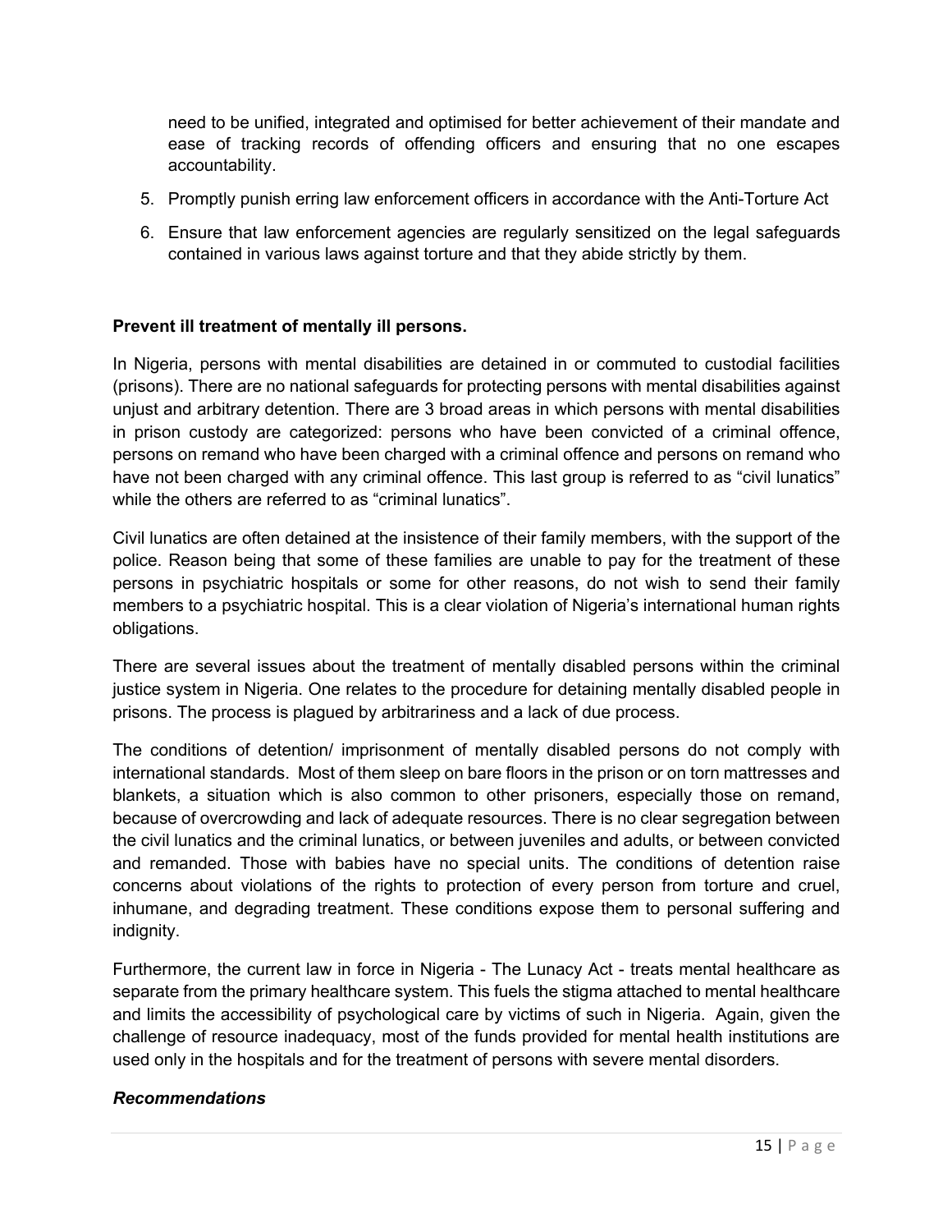need to be unified, integrated and optimised for better achievement of their mandate and ease of tracking records of offending officers and ensuring that no one escapes accountability.

5. Promptly punish erring law enforcement officers in accordance with the Anti-Torture Act
6. Ensure that law enforcement agencies are regularly sensitized on the legal safeguards contained in various laws against torture and that they abide strictly by them.

**Prevent ill treatment of mentally ill persons.**

In Nigeria, persons with mental disabilities are detained in or commuted to custodial facilities (prisons). There are no national safeguards for protecting persons with mental disabilities against unjust and arbitrary detention. There are 3 broad areas in which persons with mental disabilities in prison custody are categorized: persons who have been convicted of a criminal offence, persons on remand who have been charged with a criminal offence and persons on remand who have not been charged with any criminal offence. This last group is referred to as "civil lunatics" while the others are referred to as "criminal lunatics".

Civil lunatics are often detained at the insistence of their family members, with the support of the police. Reason being that some of these families are unable to pay for the treatment of these persons in psychiatric hospitals or some for other reasons, do not wish to send their family members to a psychiatric hospital. This is a clear violation of Nigeria's international human rights obligations.

There are several issues about the treatment of mentally disabled persons within the criminal justice system in Nigeria. One relates to the procedure for detaining mentally disabled people in prisons. The process is plagued by arbitrariness and a lack of due process.

The conditions of detention/ imprisonment of mentally disabled persons do not comply with international standards. Most of them sleep on bare floors in the prison or on torn mattresses and blankets, a situation which is also common to other prisoners, especially those on remand, because of overcrowding and lack of adequate resources. There is no clear segregation between the civil lunatics and the criminal lunatics, or between juveniles and adults, or between convicted and remanded. Those with babies have no special units. The conditions of detention raise concerns about violations of the rights to protection of every person from torture and cruel, inhumane, and degrading treatment. These conditions expose them to personal suffering and indignity.

Furthermore, the current law in force in Nigeria - The Lunacy Act - treats mental healthcare as separate from the primary healthcare system. This fuels the stigma attached to mental healthcare and limits the accessibility of psychological care by victims of such in Nigeria. Again, given the challenge of resource inadequacy, most of the funds provided for mental health institutions are used only in the hospitals and for the treatment of persons with severe mental disorders.

***Recommendations***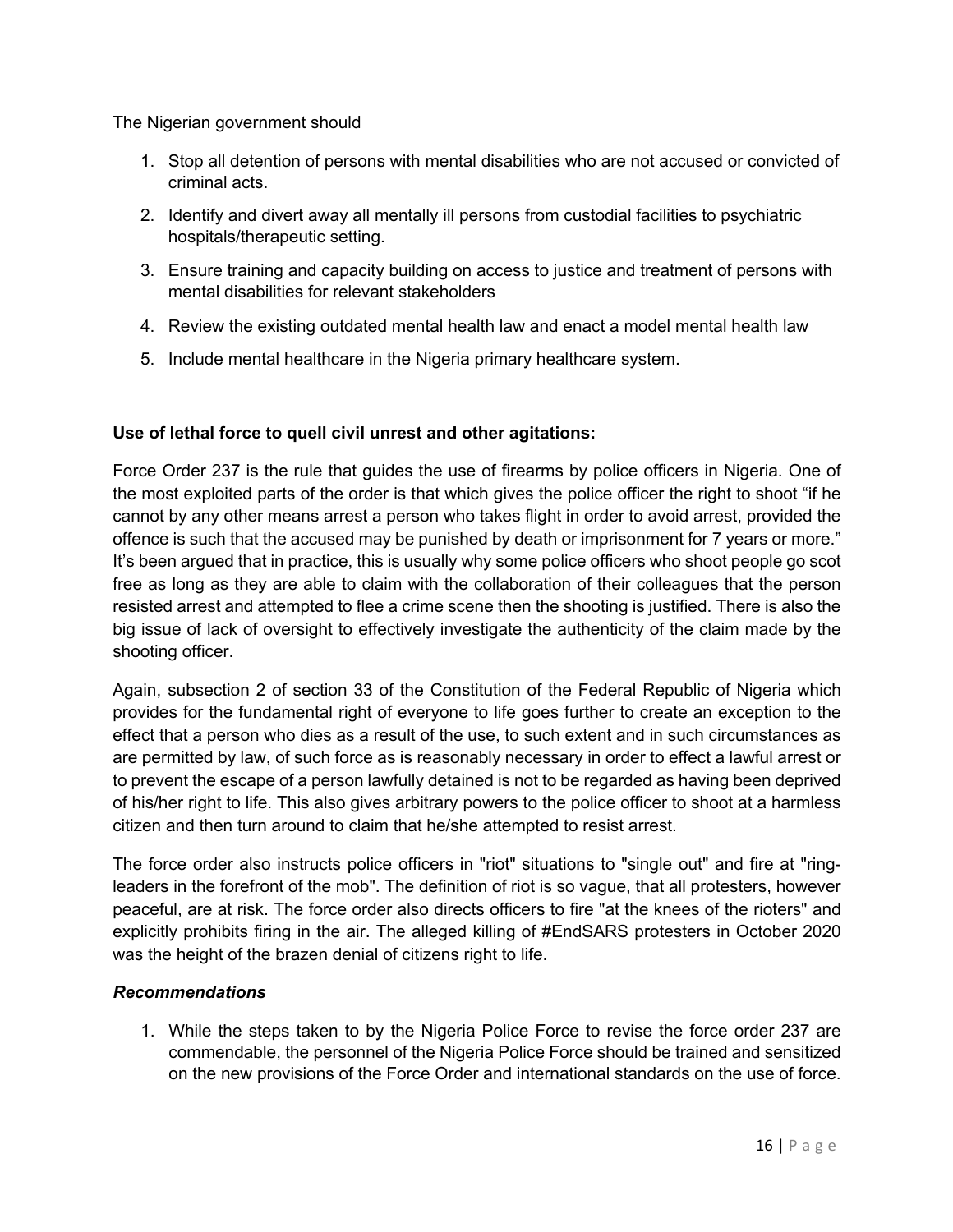The Nigerian government should

1. Stop all detention of persons with mental disabilities who are not accused or convicted of criminal acts.
2. Identify and divert away all mentally ill persons from custodial facilities to psychiatric hospitals/therapeutic setting.
3. Ensure training and capacity building on access to justice and treatment of persons with mental disabilities for relevant stakeholders
4. Review the existing outdated mental health law and enact a model mental health law
5. Include mental healthcare in the Nigeria primary healthcare system.

**Use of lethal force to quell civil unrest and other agitations:**

Force Order 237 is the rule that guides the use of firearms by police officers in Nigeria. One of the most exploited parts of the order is that which gives the police officer the right to shoot "if he cannot by any other means arrest a person who takes flight in order to avoid arrest, provided the offence is such that the accused may be punished by death or imprisonment for 7 years or more." It's been argued that in practice, this is usually why some police officers who shoot people go scot free as long as they are able to claim with the collaboration of their colleagues that the person resisted arrest and attempted to flee a crime scene then the shooting is justified. There is also the big issue of lack of oversight to effectively investigate the authenticity of the claim made by the shooting officer.

Again, subsection 2 of section 33 of the Constitution of the Federal Republic of Nigeria which provides for the fundamental right of everyone to life goes further to create an exception to the effect that a person who dies as a result of the use, to such extent and in such circumstances as are permitted by law, of such force as is reasonably necessary in order to effect a lawful arrest or to prevent the escape of a person lawfully detained is not to be regarded as having been deprived of his/her right to life. This also gives arbitrary powers to the police officer to shoot at a harmless citizen and then turn around to claim that he/she attempted to resist arrest.

The force order also instructs police officers in "riot" situations to "single out" and fire at "ring-leaders in the forefront of the mob". The definition of riot is so vague, that all protesters, however peaceful, are at risk. The force order also directs officers to fire "at the knees of the rioters" and explicitly prohibits firing in the air. The alleged killing of #EndSARS protesters in October 2020 was the height of the brazen denial of citizens right to life.

***Recommendations***

1. While the steps taken to by the Nigeria Police Force to revise the force order 237 are commendable, the personnel of the Nigeria Police Force should be trained and sensitized on the new provisions of the Force Order and international standards on the use of force.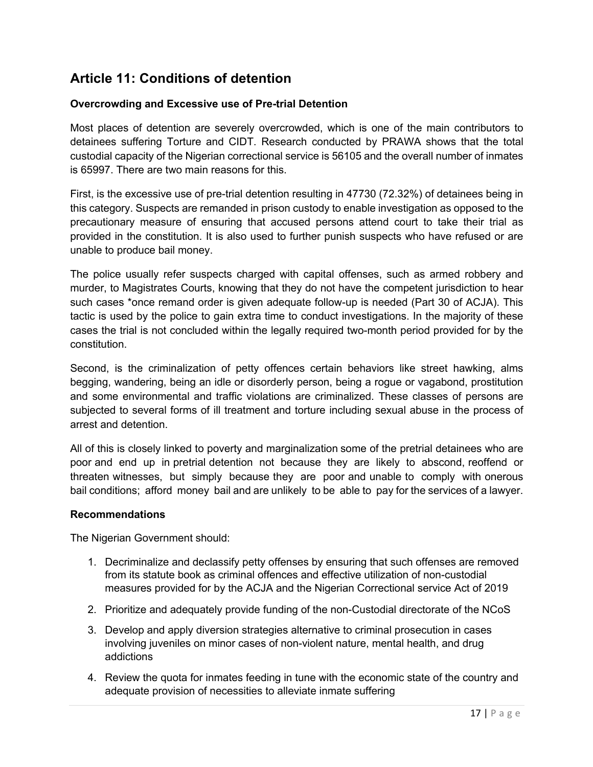## Article 11: Conditions of detention

### Overcrowding and Excessive use of Pre-trial Detention

Most places of detention are severely overcrowded, which is one of the main contributors to detainees suffering Torture and CIDT. Research conducted by PRAWA shows that the total custodial capacity of the Nigerian correctional service is 56105 and the overall number of inmates is 65997. There are two main reasons for this.

First, is the excessive use of pre-trial detention resulting in 47730 (72.32%) of detainees being in this category. Suspects are remanded in prison custody to enable investigation as opposed to the precautionary measure of ensuring that accused persons attend court to take their trial as provided in the constitution. It is also used to further punish suspects who have refused or are unable to produce bail money.

The police usually refer suspects charged with capital offenses, such as armed robbery and murder, to Magistrates Courts, knowing that they do not have the competent jurisdiction to hear such cases *once remand order is given adequate follow-up is needed (Part 30 of ACJA). This tactic is used by the police to gain extra time to conduct investigations. In the majority of these cases the trial is not concluded within the legally required two-month period provided for by the constitution.

Second, is the criminalization of petty offences certain behaviors like street hawking, alms begging, wandering, being an idle or disorderly person, being a rogue or vagabond, prostitution and some environmental and traffic violations are criminalized. These classes of persons are subjected to several forms of ill treatment and torture including sexual abuse in the process of arrest and detention.

All of this is closely linked to poverty and marginalization some of the pretrial detainees who are poor and end up in pretrial detention not because they are likely to abscond, reoffend or threaten witnesses, but simply because they are poor and unable to comply with onerous bail conditions; afford money bail and are unlikely to be able to pay for the services of a lawyer.

### Recommendations

The Nigerian Government should:

1. Decriminalize and declassify petty offenses by ensuring that such offenses are removed from its statute book as criminal offences and effective utilization of non-custodial measures provided for by the ACJA and the Nigerian Correctional service Act of 2019
2. Prioritize and adequately provide funding of the non-Custodial directorate of the NCoS
3. Develop and apply diversion strategies alternative to criminal prosecution in cases involving juveniles on minor cases of non-violent nature, mental health, and drug addictions
4. Review the quota for inmates feeding in tune with the economic state of the country and adequate provision of necessities to alleviate inmate suffering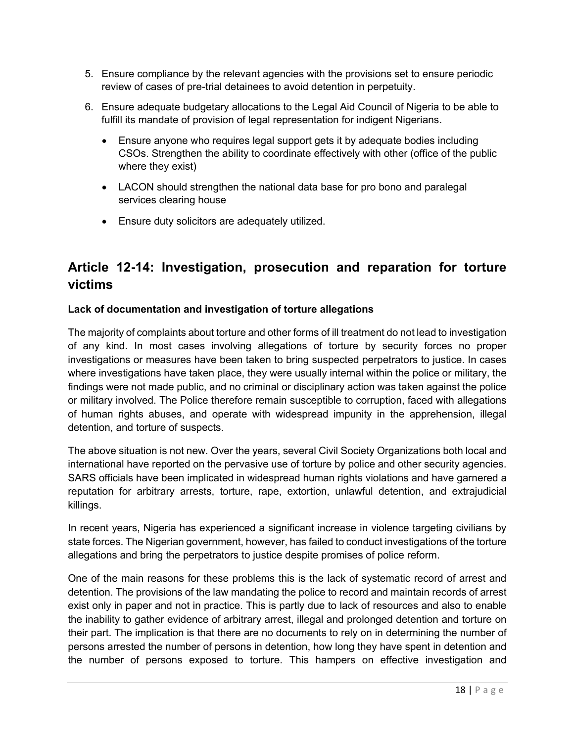5. Ensure compliance by the relevant agencies with the provisions set to ensure periodic review of cases of pre-trial detainees to avoid detention in perpetuity.
6. Ensure adequate budgetary allocations to the Legal Aid Council of Nigeria to be able to fulfill its mandate of provision of legal representation for indigent Nigerians.
   - Ensure anyone who requires legal support gets it by adequate bodies including CSOs. Strengthen the ability to coordinate effectively with other (office of the public where they exist)
   - LACON should strengthen the national data base for pro bono and paralegal services clearing house
   - Ensure duty solicitors are adequately utilized.

## Article 12-14: Investigation, prosecution and reparation for torture victims

**Lack of documentation and investigation of torture allegations**

The majority of complaints about torture and other forms of ill treatment do not lead to investigation of any kind. In most cases involving allegations of torture by security forces no proper investigations or measures have been taken to bring suspected perpetrators to justice. In cases where investigations have taken place, they were usually internal within the police or military, the findings were not made public, and no criminal or disciplinary action was taken against the police or military involved. The Police therefore remain susceptible to corruption, faced with allegations of human rights abuses, and operate with widespread impunity in the apprehension, illegal detention, and torture of suspects.

The above situation is not new. Over the years, several Civil Society Organizations both local and international have reported on the pervasive use of torture by police and other security agencies. SARS officials have been implicated in widespread human rights violations and have garnered a reputation for arbitrary arrests, torture, rape, extortion, unlawful detention, and extrajudicial killings.

In recent years, Nigeria has experienced a significant increase in violence targeting civilians by state forces. The Nigerian government, however, has failed to conduct investigations of the torture allegations and bring the perpetrators to justice despite promises of police reform.

One of the main reasons for these problems this is the lack of systematic record of arrest and detention. The provisions of the law mandating the police to record and maintain records of arrest exist only in paper and not in practice. This is partly due to lack of resources and also to enable the inability to gather evidence of arbitrary arrest, illegal and prolonged detention and torture on their part. The implication is that there are no documents to rely on in determining the number of persons arrested the number of persons in detention, how long they have spent in detention and the number of persons exposed to torture. This hampers on effective investigation and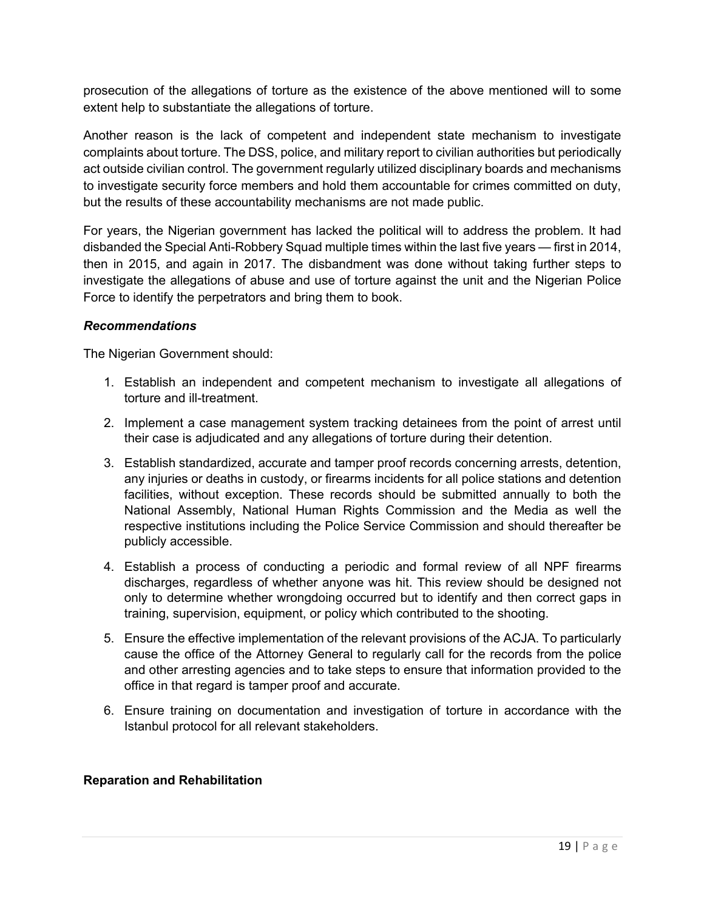prosecution of the allegations of torture as the existence of the above mentioned will to some extent help to substantiate the allegations of torture.

Another reason is the lack of competent and independent state mechanism to investigate complaints about torture. The DSS, police, and military report to civilian authorities but periodically act outside civilian control. The government regularly utilized disciplinary boards and mechanisms to investigate security force members and hold them accountable for crimes committed on duty, but the results of these accountability mechanisms are not made public.

For years, the Nigerian government has lacked the political will to address the problem. It had disbanded the Special Anti-Robbery Squad multiple times within the last five years — first in 2014, then in 2015, and again in 2017. The disbandment was done without taking further steps to investigate the allegations of abuse and use of torture against the unit and the Nigerian Police Force to identify the perpetrators and bring them to book.

***Recommendations***

The Nigerian Government should:

1. Establish an independent and competent mechanism to investigate all allegations of torture and ill-treatment.
2. Implement a case management system tracking detainees from the point of arrest until their case is adjudicated and any allegations of torture during their detention.
3. Establish standardized, accurate and tamper proof records concerning arrests, detention, any injuries or deaths in custody, or firearms incidents for all police stations and detention facilities, without exception. These records should be submitted annually to both the National Assembly, National Human Rights Commission and the Media as well the respective institutions including the Police Service Commission and should thereafter be publicly accessible.
4. Establish a process of conducting a periodic and formal review of all NPF firearms discharges, regardless of whether anyone was hit. This review should be designed not only to determine whether wrongdoing occurred but to identify and then correct gaps in training, supervision, equipment, or policy which contributed to the shooting.
5. Ensure the effective implementation of the relevant provisions of the ACJA. To particularly cause the office of the Attorney General to regularly call for the records from the police and other arresting agencies and to take steps to ensure that information provided to the office in that regard is tamper proof and accurate.
6. Ensure training on documentation and investigation of torture in accordance with the Istanbul protocol for all relevant stakeholders.

**Reparation and Rehabilitation**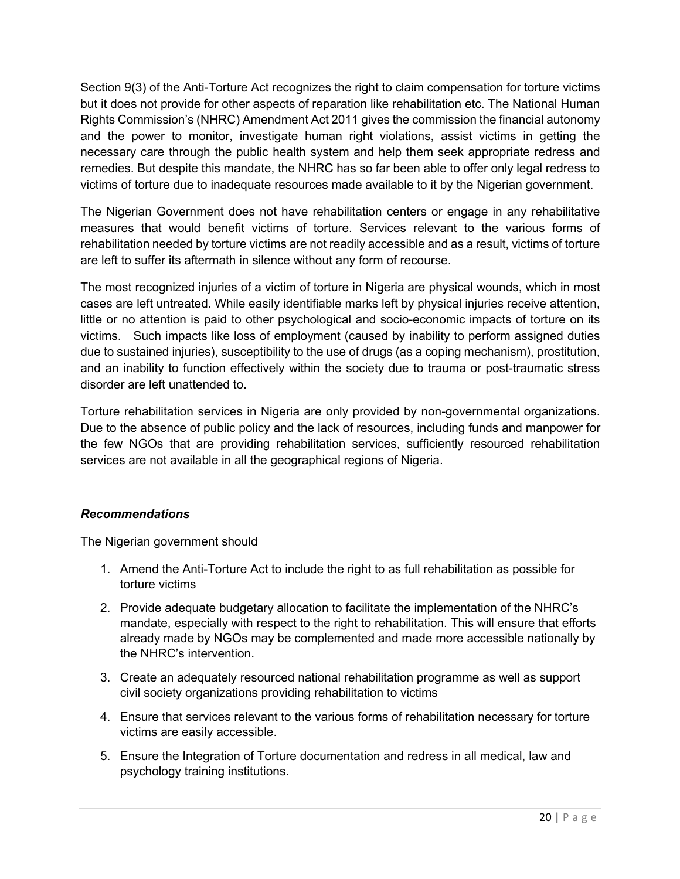Section 9(3) of the Anti-Torture Act recognizes the right to claim compensation for torture victims but it does not provide for other aspects of reparation like rehabilitation etc. The National Human Rights Commission's (NHRC) Amendment Act 2011 gives the commission the financial autonomy and the power to monitor, investigate human right violations, assist victims in getting the necessary care through the public health system and help them seek appropriate redress and remedies. But despite this mandate, the NHRC has so far been able to offer only legal redress to victims of torture due to inadequate resources made available to it by the Nigerian government.

The Nigerian Government does not have rehabilitation centers or engage in any rehabilitative measures that would benefit victims of torture. Services relevant to the various forms of rehabilitation needed by torture victims are not readily accessible and as a result, victims of torture are left to suffer its aftermath in silence without any form of recourse.

The most recognized injuries of a victim of torture in Nigeria are physical wounds, which in most cases are left untreated. While easily identifiable marks left by physical injuries receive attention, little or no attention is paid to other psychological and socio-economic impacts of torture on its victims. Such impacts like loss of employment (caused by inability to perform assigned duties due to sustained injuries), susceptibility to the use of drugs (as a coping mechanism), prostitution, and an inability to function effectively within the society due to trauma or post-traumatic stress disorder are left unattended to.

Torture rehabilitation services in Nigeria are only provided by non-governmental organizations. Due to the absence of public policy and the lack of resources, including funds and manpower for the few NGOs that are providing rehabilitation services, sufficiently resourced rehabilitation services are not available in all the geographical regions of Nigeria.

***Recommendations***

The Nigerian government should

1. Amend the Anti-Torture Act to include the right to as full rehabilitation as possible for torture victims
2. Provide adequate budgetary allocation to facilitate the implementation of the NHRC's mandate, especially with respect to the right to rehabilitation. This will ensure that efforts already made by NGOs may be complemented and made more accessible nationally by the NHRC's intervention.
3. Create an adequately resourced national rehabilitation programme as well as support civil society organizations providing rehabilitation to victims
4. Ensure that services relevant to the various forms of rehabilitation necessary for torture victims are easily accessible.
5. Ensure the Integration of Torture documentation and redress in all medical, law and psychology training institutions.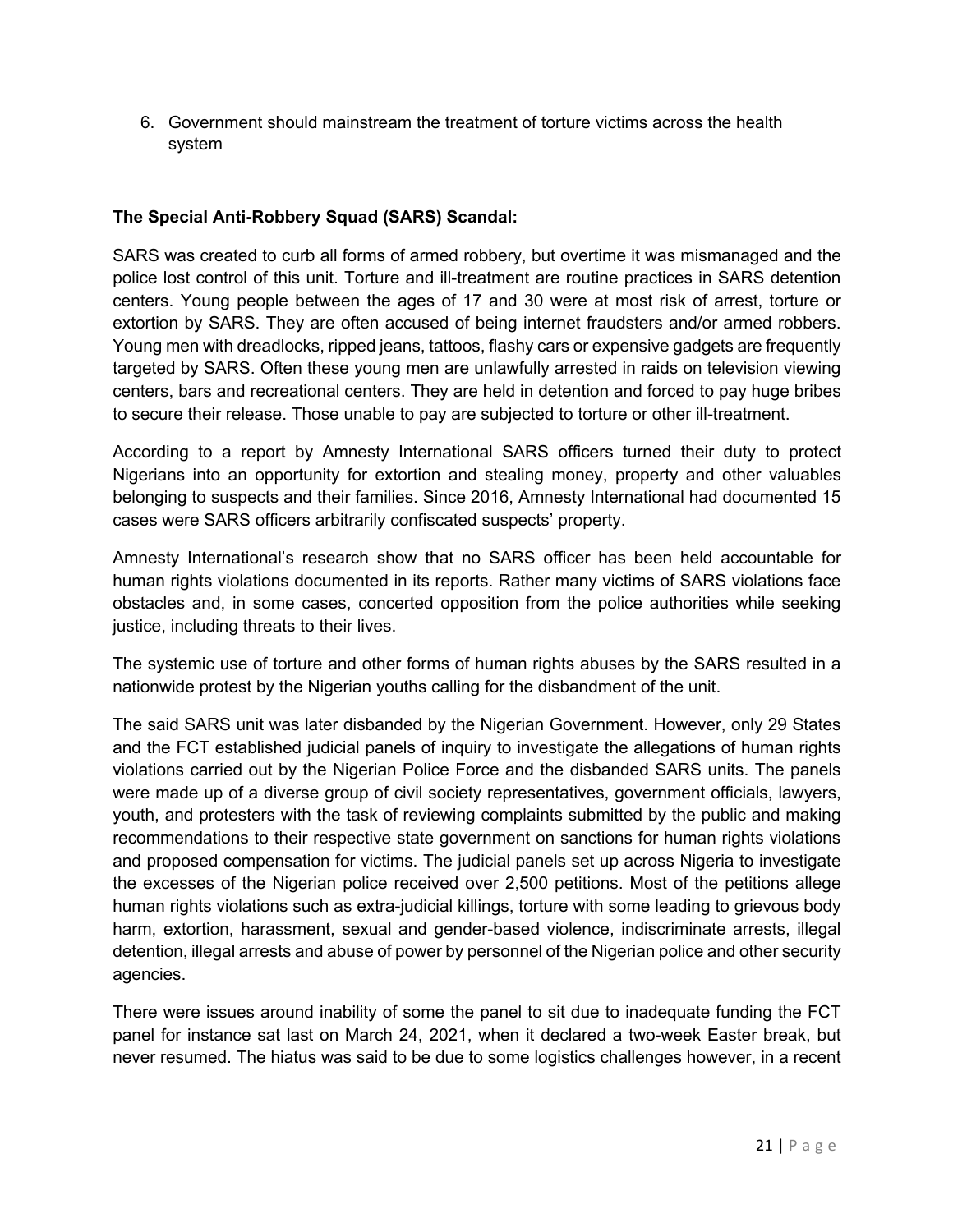6. Government should mainstream the treatment of torture victims across the health system

**The Special Anti-Robbery Squad (SARS) Scandal:**

SARS was created to curb all forms of armed robbery, but overtime it was mismanaged and the police lost control of this unit. Torture and ill-treatment are routine practices in SARS detention centers. Young people between the ages of 17 and 30 were at most risk of arrest, torture or extortion by SARS. They are often accused of being internet fraudsters and/or armed robbers. Young men with dreadlocks, ripped jeans, tattoos, flashy cars or expensive gadgets are frequently targeted by SARS. Often these young men are unlawfully arrested in raids on television viewing centers, bars and recreational centers. They are held in detention and forced to pay huge bribes to secure their release. Those unable to pay are subjected to torture or other ill-treatment.

According to a report by Amnesty International SARS officers turned their duty to protect Nigerians into an opportunity for extortion and stealing money, property and other valuables belonging to suspects and their families. Since 2016, Amnesty International had documented 15 cases were SARS officers arbitrarily confiscated suspects' property.

Amnesty International's research show that no SARS officer has been held accountable for human rights violations documented in its reports. Rather many victims of SARS violations face obstacles and, in some cases, concerted opposition from the police authorities while seeking justice, including threats to their lives.

The systemic use of torture and other forms of human rights abuses by the SARS resulted in a nationwide protest by the Nigerian youths calling for the disbandment of the unit.

The said SARS unit was later disbanded by the Nigerian Government. However, only 29 States and the FCT established judicial panels of inquiry to investigate the allegations of human rights violations carried out by the Nigerian Police Force and the disbanded SARS units. The panels were made up of a diverse group of civil society representatives, government officials, lawyers, youth, and protesters with the task of reviewing complaints submitted by the public and making recommendations to their respective state government on sanctions for human rights violations and proposed compensation for victims. The judicial panels set up across Nigeria to investigate the excesses of the Nigerian police received over 2,500 petitions. Most of the petitions allege human rights violations such as extra-judicial killings, torture with some leading to grievous body harm, extortion, harassment, sexual and gender-based violence, indiscriminate arrests, illegal detention, illegal arrests and abuse of power by personnel of the Nigerian police and other security agencies.

There were issues around inability of some the panel to sit due to inadequate funding the FCT panel for instance sat last on March 24, 2021, when it declared a two-week Easter break, but never resumed. The hiatus was said to be due to some logistics challenges however, in a recent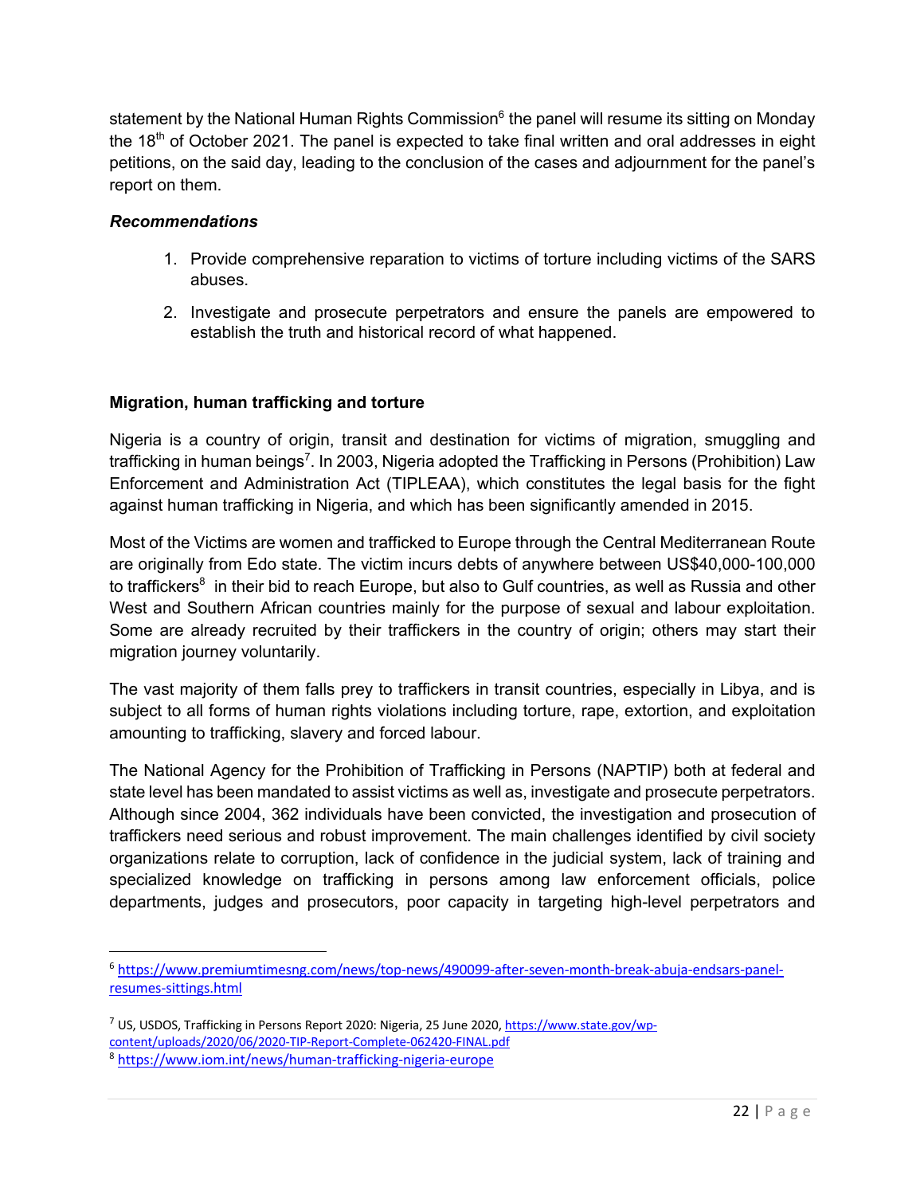statement by the National Human Rights Commission[6] the panel will resume its sitting on Monday the 18th of October 2021. The panel is expected to take final written and oral addresses in eight petitions, on the said day, leading to the conclusion of the cases and adjournment for the panel's report on them.

***Recommendations***

1. Provide comprehensive reparation to victims of torture including victims of the SARS abuses.
2. Investigate and prosecute perpetrators and ensure the panels are empowered to establish the truth and historical record of what happened.

**Migration, human trafficking and torture**

Nigeria is a country of origin, transit and destination for victims of migration, smuggling and trafficking in human beings[7]. In 2003, Nigeria adopted the Trafficking in Persons (Prohibition) Law Enforcement and Administration Act (TIPLEAA), which constitutes the legal basis for the fight against human trafficking in Nigeria, and which has been significantly amended in 2015.

Most of the Victims are women and trafficked to Europe through the Central Mediterranean Route are originally from Edo state. The victim incurs debts of anywhere between US$40,000-100,000 to traffickers[8] in their bid to reach Europe, but also to Gulf countries, as well as Russia and other West and Southern African countries mainly for the purpose of sexual and labour exploitation. Some are already recruited by their traffickers in the country of origin; others may start their migration journey voluntarily.

The vast majority of them falls prey to traffickers in transit countries, especially in Libya, and is subject to all forms of human rights violations including torture, rape, extortion, and exploitation amounting to trafficking, slavery and forced labour.

The National Agency for the Prohibition of Trafficking in Persons (NAPTIP) both at federal and state level has been mandated to assist victims as well as, investigate and prosecute perpetrators. Although since 2004, 362 individuals have been convicted, the investigation and prosecution of traffickers need serious and robust improvement. The main challenges identified by civil society organizations relate to corruption, lack of confidence in the judicial system, lack of training and specialized knowledge on trafficking in persons among law enforcement officials, police departments, judges and prosecutors, poor capacity in targeting high-level perpetrators and

---

[6] https://www.premiumtimesng.com/news/top-news/490099-after-seven-month-break-abuja-endsars-panel-resumes-sittings.html

[7] US, USDOS, Trafficking in Persons Report 2020: Nigeria, 25 June 2020, https://www.state.gov/wp-content/uploads/2020/06/2020-TIP-Report-Complete-062420-FINAL.pdf

[8] https://www.iom.int/news/human-trafficking-nigeria-europe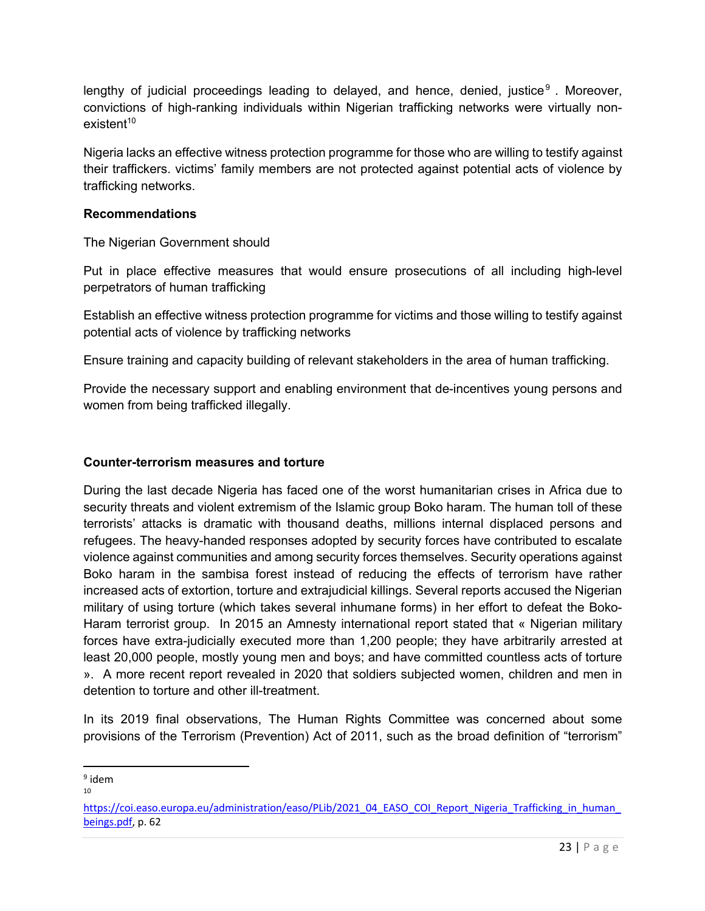lengthy of judicial proceedings leading to delayed, and hence, denied, justice[9]. Moreover, convictions of high-ranking individuals within Nigerian trafficking networks were virtually non-existent[10]

Nigeria lacks an effective witness protection programme for those who are willing to testify against their traffickers. victims' family members are not protected against potential acts of violence by trafficking networks.

**Recommendations**

The Nigerian Government should

Put in place effective measures that would ensure prosecutions of all including high-level perpetrators of human trafficking

Establish an effective witness protection programme for victims and those willing to testify against potential acts of violence by trafficking networks

Ensure training and capacity building of relevant stakeholders in the area of human trafficking.

Provide the necessary support and enabling environment that de-incentives young persons and women from being trafficked illegally.

**Counter-terrorism measures and torture**

During the last decade Nigeria has faced one of the worst humanitarian crises in Africa due to security threats and violent extremism of the Islamic group Boko haram. The human toll of these terrorists' attacks is dramatic with thousand deaths, millions internal displaced persons and refugees. The heavy-handed responses adopted by security forces have contributed to escalate violence against communities and among security forces themselves. Security operations against Boko haram in the sambisa forest instead of reducing the effects of terrorism have rather increased acts of extortion, torture and extrajudicial killings. Several reports accused the Nigerian military of using torture (which takes several inhumane forms) in her effort to defeat the Boko-Haram terrorist group. In 2015 an Amnesty international report stated that « Nigerian military forces have extra-judicially executed more than 1,200 people; they have arbitrarily arrested at least 20,000 people, mostly young men and boys; and have committed countless acts of torture ». A more recent report revealed in 2020 that soldiers subjected women, children and men in detention to torture and other ill-treatment.

In its 2019 final observations, The Human Rights Committee was concerned about some provisions of the Terrorism (Prevention) Act of 2011, such as the broad definition of "terrorism"

---

[9] idem

[10] https://coi.easo.europa.eu/administration/easo/PLib/2021_04_EASO_COI_Report_Nigeria_Trafficking_in_human_beings.pdf, p. 62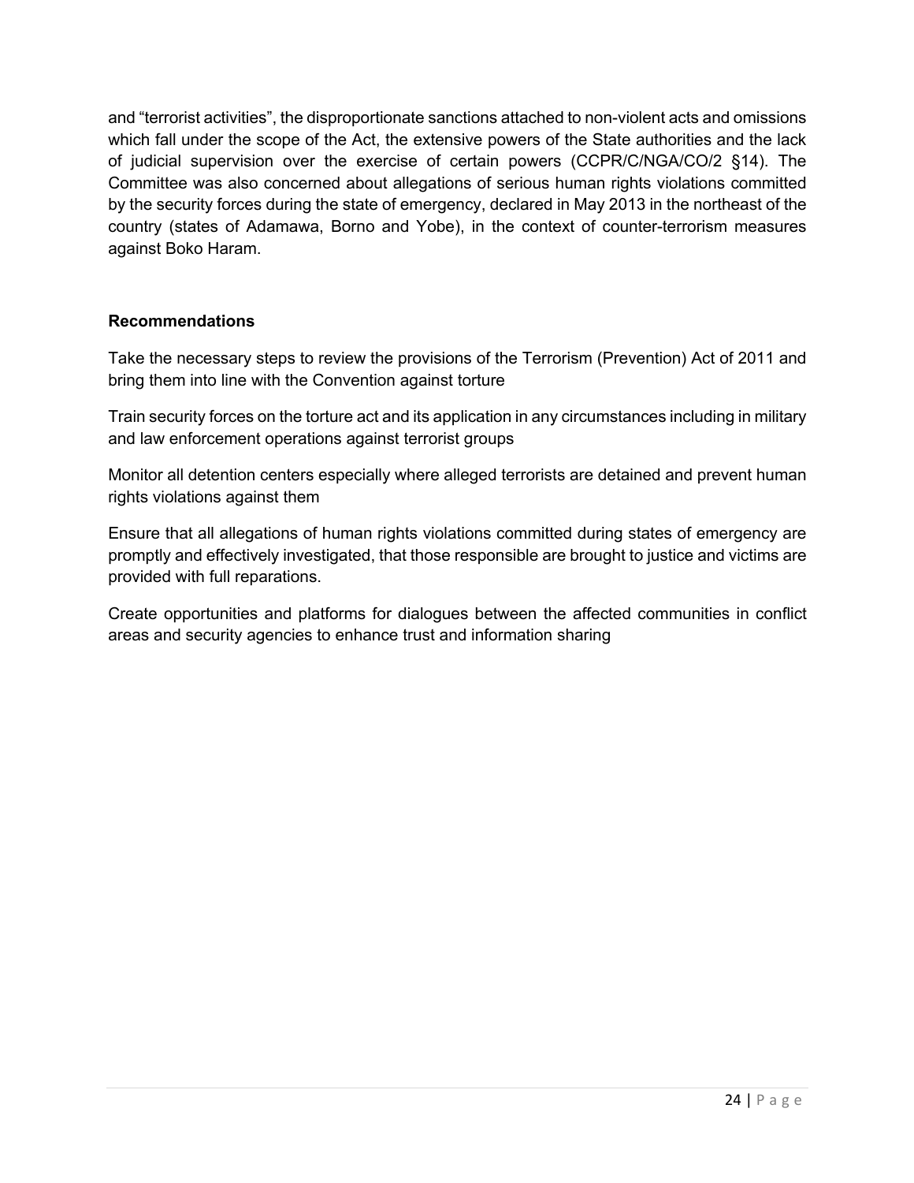and “terrorist activities”, the disproportionate sanctions attached to non-violent acts and omissions which fall under the scope of the Act, the extensive powers of the State authorities and the lack of judicial supervision over the exercise of certain powers (CCPR/C/NGA/CO/2 §14). The Committee was also concerned about allegations of serious human rights violations committed by the security forces during the state of emergency, declared in May 2013 in the northeast of the country (states of Adamawa, Borno and Yobe), in the context of counter-terrorism measures against Boko Haram.

**Recommendations**

Take the necessary steps to review the provisions of the Terrorism (Prevention) Act of 2011 and bring them into line with the Convention against torture

Train security forces on the torture act and its application in any circumstances including in military and law enforcement operations against terrorist groups

Monitor all detention centers especially where alleged terrorists are detained and prevent human rights violations against them

Ensure that all allegations of human rights violations committed during states of emergency are promptly and effectively investigated, that those responsible are brought to justice and victims are provided with full reparations.

Create opportunities and platforms for dialogues between the affected communities in conflict areas and security agencies to enhance trust and information sharing